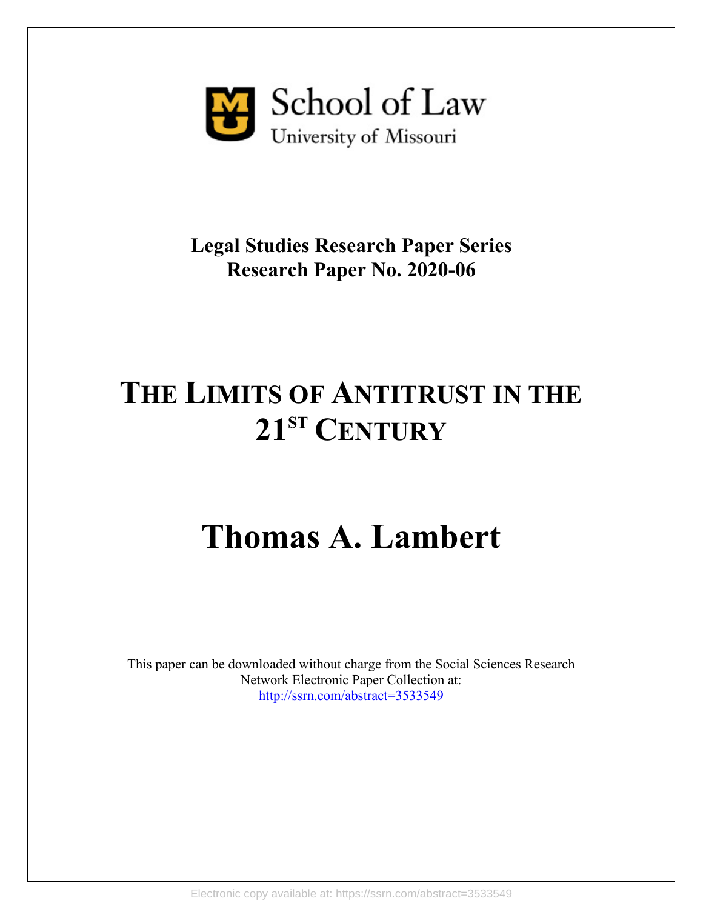School of Law
University of Missouri

**Legal Studies Research Paper Series**
**Research Paper No. 2020-06**

# THE LIMITS OF ANTITRUST IN THE 21ST CENTURY

# Thomas A. Lambert

This paper can be downloaded without charge from the Social Sciences Research Network Electronic Paper Collection at:
http://ssrn.com/abstract=3533549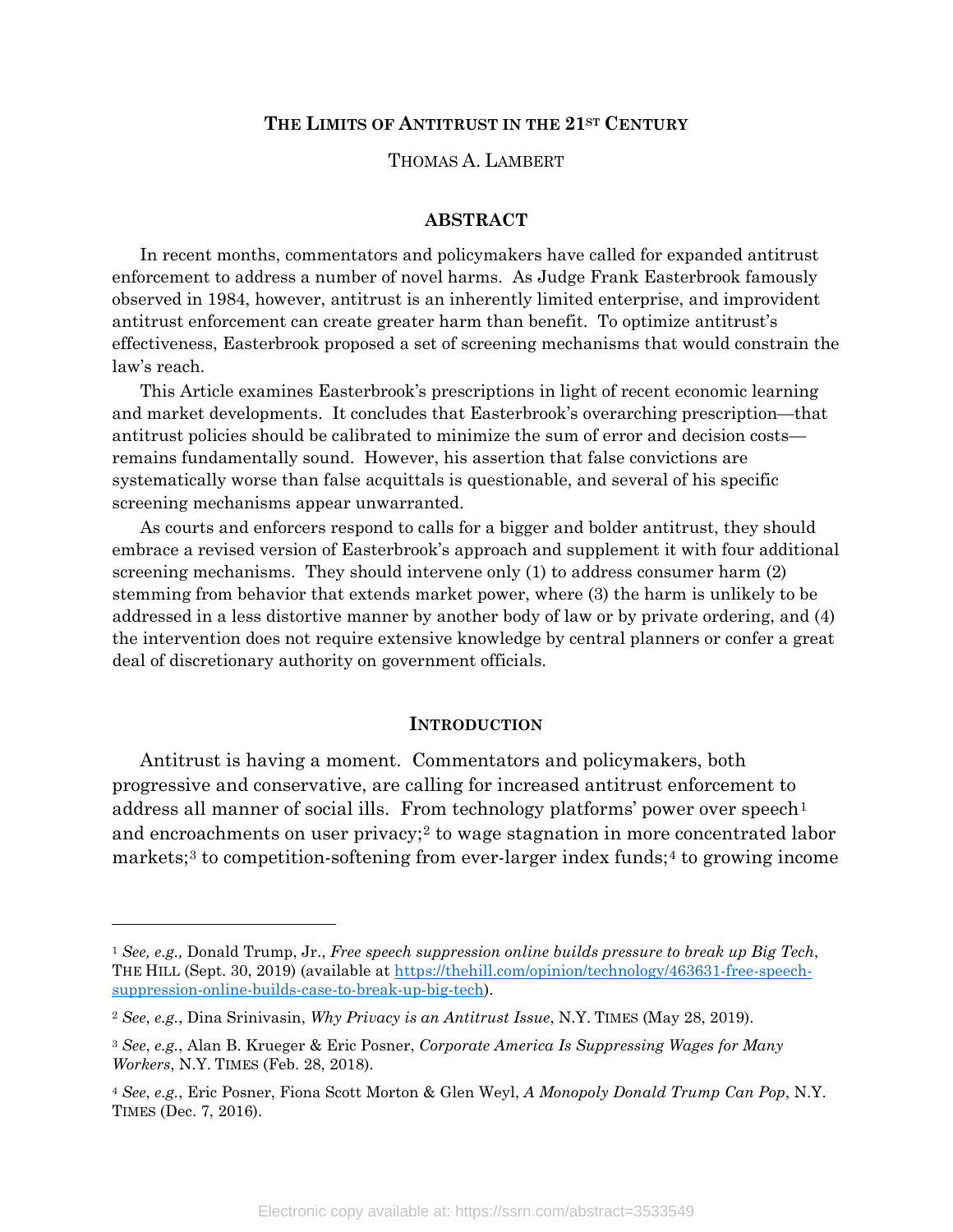# THE LIMITS OF ANTITRUST IN THE 21ST CENTURY

THOMAS A. LAMBERT

## ABSTRACT

In recent months, commentators and policymakers have called for expanded antitrust enforcement to address a number of novel harms. As Judge Frank Easterbrook famously observed in 1984, however, antitrust is an inherently limited enterprise, and improvident antitrust enforcement can create greater harm than benefit. To optimize antitrust's effectiveness, Easterbrook proposed a set of screening mechanisms that would constrain the law's reach.

This Article examines Easterbrook's prescriptions in light of recent economic learning and market developments. It concludes that Easterbrook's overarching prescription—that antitrust policies should be calibrated to minimize the sum of error and decision costs—remains fundamentally sound. However, his assertion that false convictions are systematically worse than false acquittals is questionable, and several of his specific screening mechanisms appear unwarranted.

As courts and enforcers respond to calls for a bigger and bolder antitrust, they should embrace a revised version of Easterbrook's approach and supplement it with four additional screening mechanisms. They should intervene only (1) to address consumer harm (2) stemming from behavior that extends market power, where (3) the harm is unlikely to be addressed in a less distortive manner by another body of law or by private ordering, and (4) the intervention does not require extensive knowledge by central planners or confer a great deal of discretionary authority on government officials.

## INTRODUCTION

Antitrust is having a moment. Commentators and policymakers, both progressive and conservative, are calling for increased antitrust enforcement to address all manner of social ills. From technology platforms' power over speech[1] and encroachments on user privacy;[2] to wage stagnation in more concentrated labor markets;[3] to competition-softening from ever-larger index funds;[4] to growing income

---

[1] *See, e.g.,* Donald Trump, Jr., *Free speech suppression online builds pressure to break up Big Tech*, THE HILL (Sept. 30, 2019) (available at https://thehill.com/opinion/technology/463631-free-speech-suppression-online-builds-case-to-break-up-big-tech).

[2] *See*, *e.g.*, Dina Srinivasin, *Why Privacy is an Antitrust Issue*, N.Y. TIMES (May 28, 2019).

[3] *See*, *e.g.*, Alan B. Krueger & Eric Posner, *Corporate America Is Suppressing Wages for Many Workers*, N.Y. TIMES (Feb. 28, 2018).

[4] *See*, *e.g.*, Eric Posner, Fiona Scott Morton & Glen Weyl, *A Monopoly Donald Trump Can Pop*, N.Y. TIMES (Dec. 7, 2016).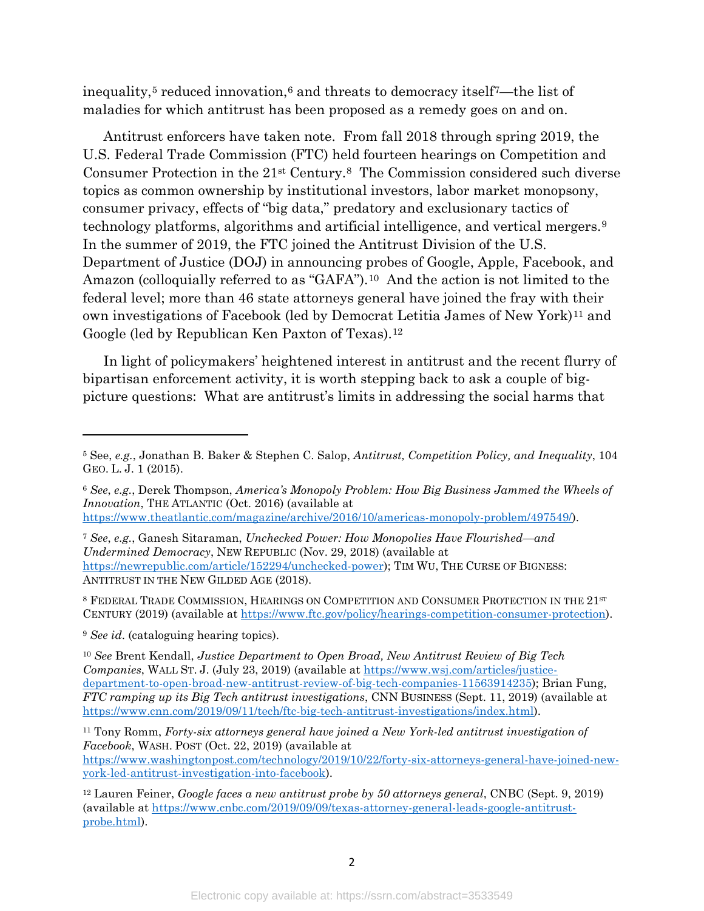inequality,[5] reduced innovation,[6] and threats to democracy itself[7]—the list of maladies for which antitrust has been proposed as a remedy goes on and on.

Antitrust enforcers have taken note. From fall 2018 through spring 2019, the U.S. Federal Trade Commission (FTC) held fourteen hearings on Competition and Consumer Protection in the 21st Century.[8] The Commission considered such diverse topics as common ownership by institutional investors, labor market monopsony, consumer privacy, effects of "big data," predatory and exclusionary tactics of technology platforms, algorithms and artificial intelligence, and vertical mergers.[9] In the summer of 2019, the FTC joined the Antitrust Division of the U.S. Department of Justice (DOJ) in announcing probes of Google, Apple, Facebook, and Amazon (colloquially referred to as "GAFA").[10] And the action is not limited to the federal level; more than 46 state attorneys general have joined the fray with their own investigations of Facebook (led by Democrat Letitia James of New York)[11] and Google (led by Republican Ken Paxton of Texas).[12]

In light of policymakers' heightened interest in antitrust and the recent flurry of bipartisan enforcement activity, it is worth stepping back to ask a couple of big-picture questions: What are antitrust's limits in addressing the social harms that

---

[5] See, *e.g.*, Jonathan B. Baker & Stephen C. Salop, *Antitrust, Competition Policy, and Inequality*, 104 GEO. L. J. 1 (2015).

[6] *See*, *e.g.*, Derek Thompson, *America's Monopoly Problem: How Big Business Jammed the Wheels of Innovation*, THE ATLANTIC (Oct. 2016) (available at https://www.theatlantic.com/magazine/archive/2016/10/americas-monopoly-problem/497549/).

[7] *See*, *e.g.*, Ganesh Sitaraman, *Unchecked Power: How Monopolies Have Flourished—and Undermined Democracy*, NEW REPUBLIC (Nov. 29, 2018) (available at https://newrepublic.com/article/152294/unchecked-power); TIM WU, THE CURSE OF BIGNESS: ANTITRUST IN THE NEW GILDED AGE (2018).

[8] FEDERAL TRADE COMMISSION, HEARINGS ON COMPETITION AND CONSUMER PROTECTION IN THE 21ST CENTURY (2019) (available at https://www.ftc.gov/policy/hearings-competition-consumer-protection).

[9] *See id.* (cataloguing hearing topics).

[10] *See* Brent Kendall, *Justice Department to Open Broad, New Antitrust Review of Big Tech Companies*, WALL ST. J. (July 23, 2019) (available at https://www.wsj.com/articles/justice-department-to-open-broad-new-antitrust-review-of-big-tech-companies-11563914235); Brian Fung, *FTC ramping up its Big Tech antitrust investigations*, CNN BUSINESS (Sept. 11, 2019) (available at https://www.cnn.com/2019/09/11/tech/ftc-big-tech-antitrust-investigations/index.html).

[11] Tony Romm, *Forty-six attorneys general have joined a New York-led antitrust investigation of Facebook*, WASH. POST (Oct. 22, 2019) (available at https://www.washingtonpost.com/technology/2019/10/22/forty-six-attorneys-general-have-joined-new-york-led-antitrust-investigation-into-facebook).

[12] Lauren Feiner, *Google faces a new antitrust probe by 50 attorneys general*, CNBC (Sept. 9, 2019) (available at https://www.cnbc.com/2019/09/09/texas-attorney-general-leads-google-antitrust-probe.html).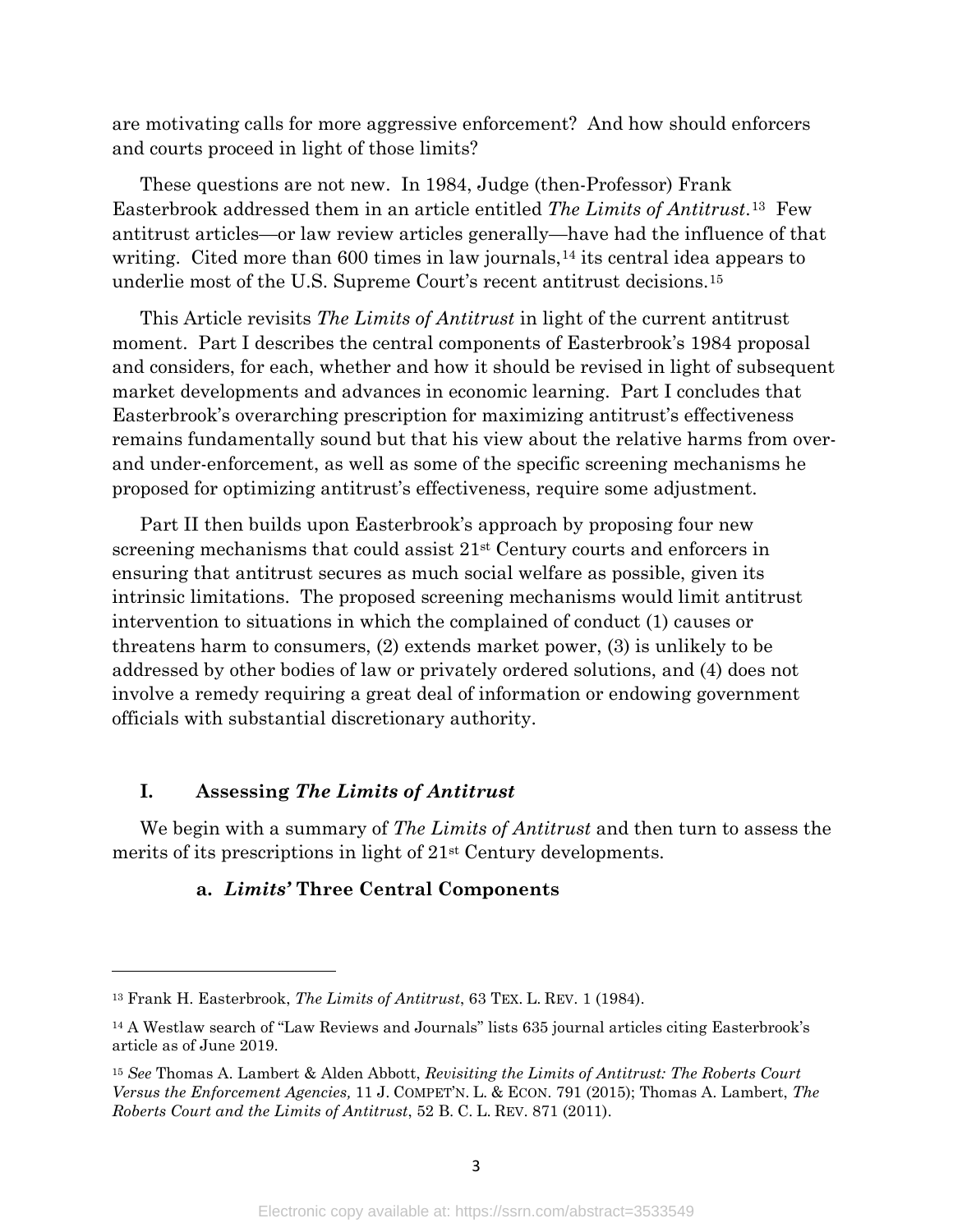are motivating calls for more aggressive enforcement? And how should enforcers and courts proceed in light of those limits?

These questions are not new. In 1984, Judge (then-Professor) Frank Easterbrook addressed them in an article entitled *The Limits of Antitrust*.[13] Few antitrust articles—or law review articles generally—have had the influence of that writing. Cited more than 600 times in law journals,[14] its central idea appears to underlie most of the U.S. Supreme Court's recent antitrust decisions.[15]

This Article revisits *The Limits of Antitrust* in light of the current antitrust moment. Part I describes the central components of Easterbrook's 1984 proposal and considers, for each, whether and how it should be revised in light of subsequent market developments and advances in economic learning. Part I concludes that Easterbrook's overarching prescription for maximizing antitrust's effectiveness remains fundamentally sound but that his view about the relative harms from over- and under-enforcement, as well as some of the specific screening mechanisms he proposed for optimizing antitrust's effectiveness, require some adjustment.

Part II then builds upon Easterbrook's approach by proposing four new screening mechanisms that could assist 21st Century courts and enforcers in ensuring that antitrust secures as much social welfare as possible, given its intrinsic limitations. The proposed screening mechanisms would limit antitrust intervention to situations in which the complained of conduct (1) causes or threatens harm to consumers, (2) extends market power, (3) is unlikely to be addressed by other bodies of law or privately ordered solutions, and (4) does not involve a remedy requiring a great deal of information or endowing government officials with substantial discretionary authority.

## I. Assessing *The Limits of Antitrust*

We begin with a summary of *The Limits of Antitrust* and then turn to assess the merits of its prescriptions in light of 21st Century developments.

### a. *Limits'* Three Central Components

---

[13] Frank H. Easterbrook, *The Limits of Antitrust*, 63 TEX. L. REV. 1 (1984).

[14] A Westlaw search of "Law Reviews and Journals" lists 635 journal articles citing Easterbrook's article as of June 2019.

[15] *See* Thomas A. Lambert & Alden Abbott, *Revisiting the Limits of Antitrust: The Roberts Court Versus the Enforcement Agencies,* 11 J. COMPET'N. L. & ECON. 791 (2015); Thomas A. Lambert, *The Roberts Court and the Limits of Antitrust*, 52 B. C. L. REV. 871 (2011).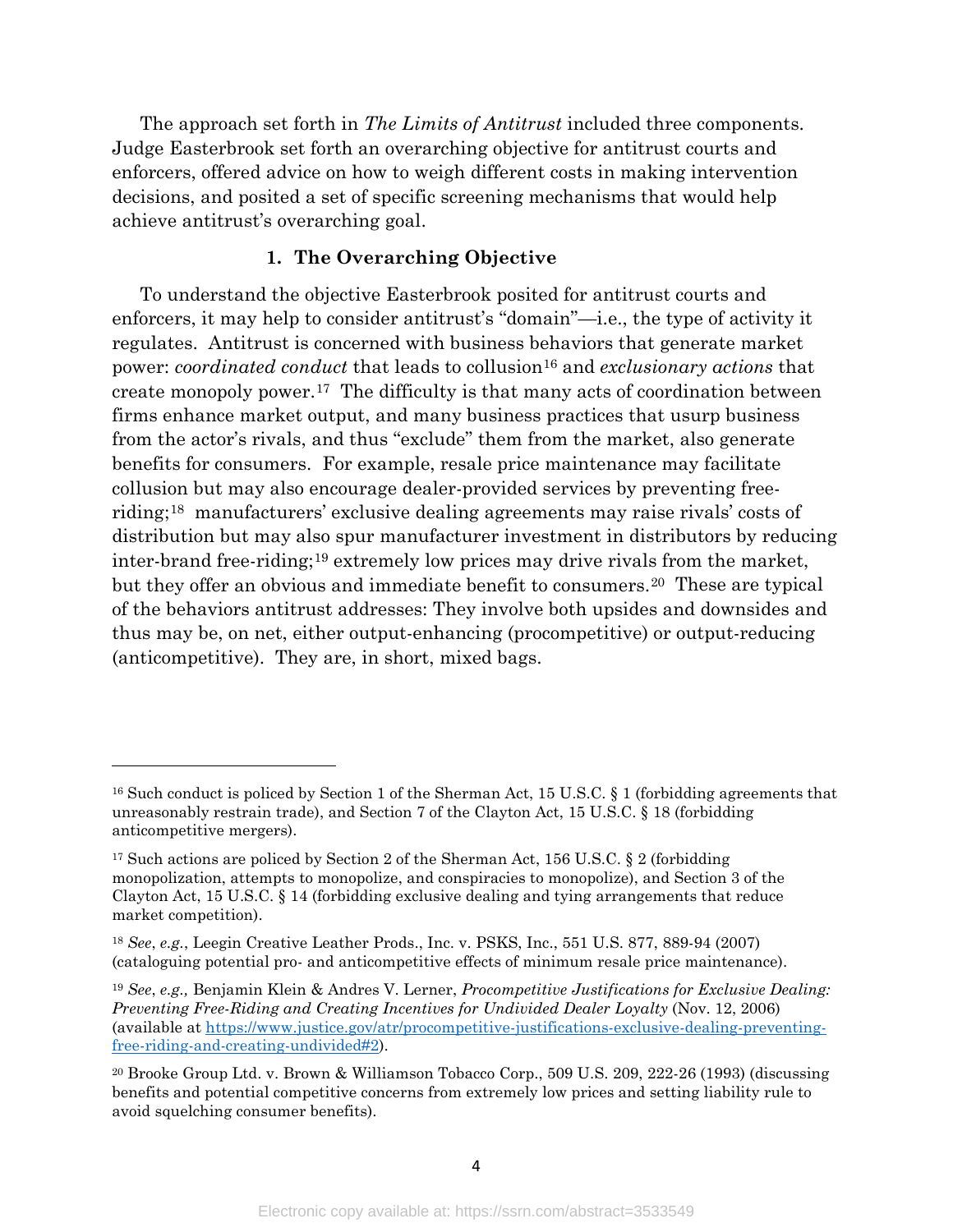The approach set forth in *The Limits of Antitrust* included three components. Judge Easterbrook set forth an overarching objective for antitrust courts and enforcers, offered advice on how to weigh different costs in making intervention decisions, and posited a set of specific screening mechanisms that would help achieve antitrust's overarching goal.

### 1. The Overarching Objective

To understand the objective Easterbrook posited for antitrust courts and enforcers, it may help to consider antitrust's "domain"—i.e., the type of activity it regulates. Antitrust is concerned with business behaviors that generate market power: *coordinated conduct* that leads to collusion[16] and *exclusionary actions* that create monopoly power.[17] The difficulty is that many acts of coordination between firms enhance market output, and many business practices that usurp business from the actor's rivals, and thus "exclude" them from the market, also generate benefits for consumers. For example, resale price maintenance may facilitate collusion but may also encourage dealer-provided services by preventing free-riding;[18] manufacturers' exclusive dealing agreements may raise rivals' costs of distribution but may also spur manufacturer investment in distributors by reducing inter-brand free-riding;[19] extremely low prices may drive rivals from the market, but they offer an obvious and immediate benefit to consumers.[20] These are typical of the behaviors antitrust addresses: They involve both upsides and downsides and thus may be, on net, either output-enhancing (procompetitive) or output-reducing (anticompetitive). They are, in short, mixed bags.

---

[16] Such conduct is policed by Section 1 of the Sherman Act, 15 U.S.C. § 1 (forbidding agreements that unreasonably restrain trade), and Section 7 of the Clayton Act, 15 U.S.C. § 18 (forbidding anticompetitive mergers).

[17] Such actions are policed by Section 2 of the Sherman Act, 156 U.S.C. § 2 (forbidding monopolization, attempts to monopolize, and conspiracies to monopolize), and Section 3 of the Clayton Act, 15 U.S.C. § 14 (forbidding exclusive dealing and tying arrangements that reduce market competition).

[18] *See*, *e.g.*, Leegin Creative Leather Prods., Inc. v. PSKS, Inc., 551 U.S. 877, 889-94 (2007) (cataloguing potential pro- and anticompetitive effects of minimum resale price maintenance).

[19] *See*, *e.g.,* Benjamin Klein & Andres V. Lerner, *Procompetitive Justifications for Exclusive Dealing: Preventing Free-Riding and Creating Incentives for Undivided Dealer Loyalty* (Nov. 12, 2006) (available at https://www.justice.gov/atr/procompetitive-justifications-exclusive-dealing-preventing-free-riding-and-creating-undivided#2).

[20] Brooke Group Ltd. v. Brown & Williamson Tobacco Corp., 509 U.S. 209, 222-26 (1993) (discussing benefits and potential competitive concerns from extremely low prices and setting liability rule to avoid squelching consumer benefits).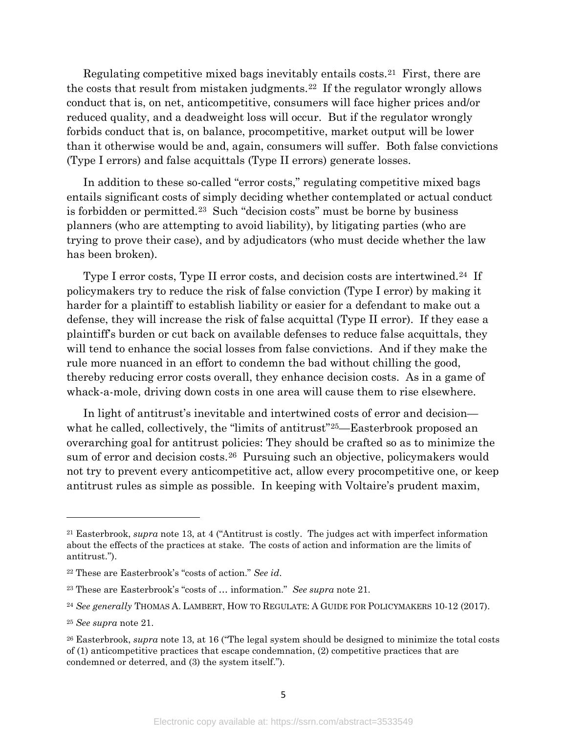Regulating competitive mixed bags inevitably entails costs.[21] First, there are the costs that result from mistaken judgments.[22] If the regulator wrongly allows conduct that is, on net, anticompetitive, consumers will face higher prices and/or reduced quality, and a deadweight loss will occur. But if the regulator wrongly forbids conduct that is, on balance, procompetitive, market output will be lower than it otherwise would be and, again, consumers will suffer. Both false convictions (Type I errors) and false acquittals (Type II errors) generate losses.

In addition to these so-called "error costs," regulating competitive mixed bags entails significant costs of simply deciding whether contemplated or actual conduct is forbidden or permitted.[23] Such "decision costs" must be borne by business planners (who are attempting to avoid liability), by litigating parties (who are trying to prove their case), and by adjudicators (who must decide whether the law has been broken).

Type I error costs, Type II error costs, and decision costs are intertwined.[24] If policymakers try to reduce the risk of false conviction (Type I error) by making it harder for a plaintiff to establish liability or easier for a defendant to make out a defense, they will increase the risk of false acquittal (Type II error). If they ease a plaintiff's burden or cut back on available defenses to reduce false acquittals, they will tend to enhance the social losses from false convictions. And if they make the rule more nuanced in an effort to condemn the bad without chilling the good, thereby reducing error costs overall, they enhance decision costs. As in a game of whack-a-mole, driving down costs in one area will cause them to rise elsewhere.

In light of antitrust's inevitable and intertwined costs of error and decision—what he called, collectively, the "limits of antitrust"[25]—Easterbrook proposed an overarching goal for antitrust policies: They should be crafted so as to minimize the sum of error and decision costs.[26] Pursuing such an objective, policymakers would not try to prevent every anticompetitive act, allow every procompetitive one, or keep antitrust rules as simple as possible. In keeping with Voltaire's prudent maxim,

---

[21] Easterbrook, *supra* note 13, at 4 ("Antitrust is costly. The judges act with imperfect information about the effects of the practices at stake. The costs of action and information are the limits of antitrust.").

[22] These are Easterbrook's "costs of action." *See id*.

[23] These are Easterbrook's "costs of … information." *See supra* note 21.

[24] *See generally* THOMAS A. LAMBERT, HOW TO REGULATE: A GUIDE FOR POLICYMAKERS 10-12 (2017).

[25] *See supra* note 21.

[26] Easterbrook, *supra* note 13, at 16 ("The legal system should be designed to minimize the total costs of (1) anticompetitive practices that escape condemnation, (2) competitive practices that are condemned or deterred, and (3) the system itself.").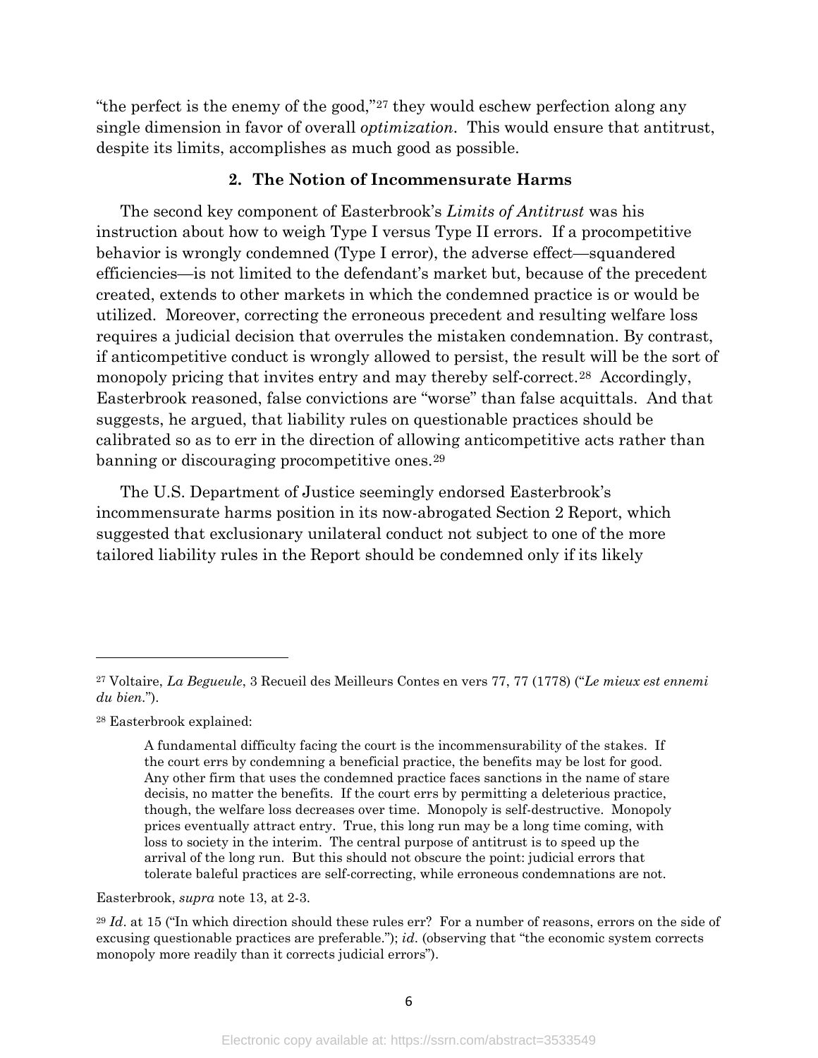"the perfect is the enemy of the good,"[27] they would eschew perfection along any single dimension in favor of overall *optimization*. This would ensure that antitrust, despite its limits, accomplishes as much good as possible.

### 2. The Notion of Incommensurate Harms

The second key component of Easterbrook's *Limits of Antitrust* was his instruction about how to weigh Type I versus Type II errors. If a procompetitive behavior is wrongly condemned (Type I error), the adverse effect—squandered efficiencies—is not limited to the defendant's market but, because of the precedent created, extends to other markets in which the condemned practice is or would be utilized. Moreover, correcting the erroneous precedent and resulting welfare loss requires a judicial decision that overrules the mistaken condemnation. By contrast, if anticompetitive conduct is wrongly allowed to persist, the result will be the sort of monopoly pricing that invites entry and may thereby self-correct.[28] Accordingly, Easterbrook reasoned, false convictions are "worse" than false acquittals. And that suggests, he argued, that liability rules on questionable practices should be calibrated so as to err in the direction of allowing anticompetitive acts rather than banning or discouraging procompetitive ones.[29]

The U.S. Department of Justice seemingly endorsed Easterbrook's incommensurate harms position in its now-abrogated Section 2 Report, which suggested that exclusionary unilateral conduct not subject to one of the more tailored liability rules in the Report should be condemned only if its likely

---

[27] Voltaire, *La Begueule*, 3 Recueil des Meilleurs Contes en vers 77, 77 (1778) ("*Le mieux est ennemi du bien*.").

[28] Easterbrook explained:

> A fundamental difficulty facing the court is the incommensurability of the stakes. If the court errs by condemning a beneficial practice, the benefits may be lost for good. Any other firm that uses the condemned practice faces sanctions in the name of stare decisis, no matter the benefits. If the court errs by permitting a deleterious practice, though, the welfare loss decreases over time. Monopoly is self-destructive. Monopoly prices eventually attract entry. True, this long run may be a long time coming, with loss to society in the interim. The central purpose of antitrust is to speed up the arrival of the long run. But this should not obscure the point: judicial errors that tolerate baleful practices are self-correcting, while erroneous condemnations are not.

Easterbrook, *supra* note 13, at 2-3.

[29] *Id*. at 15 ("In which direction should these rules err? For a number of reasons, errors on the side of excusing questionable practices are preferable."); *id*. (observing that "the economic system corrects monopoly more readily than it corrects judicial errors").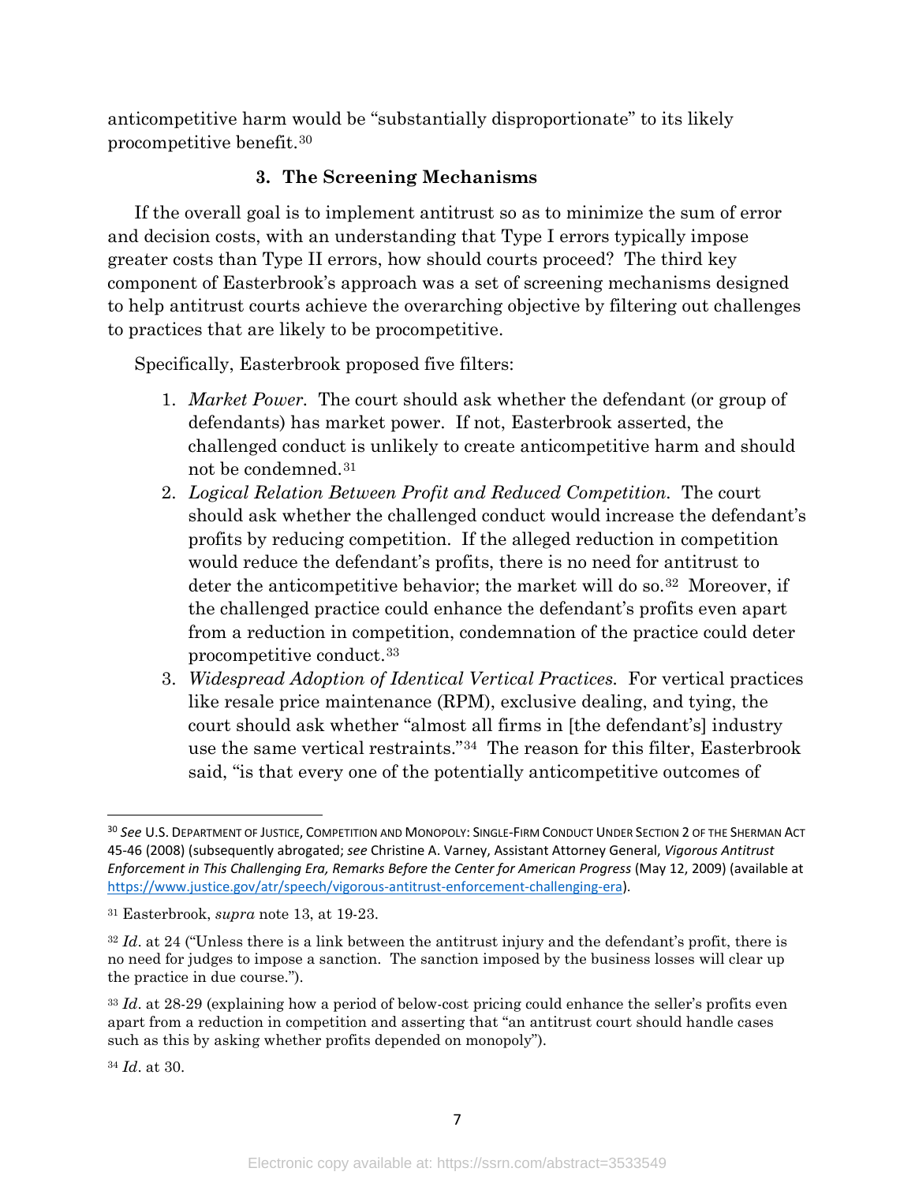anticompetitive harm would be "substantially disproportionate" to its likely procompetitive benefit.[30]

### 3. The Screening Mechanisms

If the overall goal is to implement antitrust so as to minimize the sum of error and decision costs, with an understanding that Type I errors typically impose greater costs than Type II errors, how should courts proceed? The third key component of Easterbrook's approach was a set of screening mechanisms designed to help antitrust courts achieve the overarching objective by filtering out challenges to practices that are likely to be procompetitive.

Specifically, Easterbrook proposed five filters:

1. *Market Power*. The court should ask whether the defendant (or group of defendants) has market power. If not, Easterbrook asserted, the challenged conduct is unlikely to create anticompetitive harm and should not be condemned.[31]
2. *Logical Relation Between Profit and Reduced Competition*. The court should ask whether the challenged conduct would increase the defendant's profits by reducing competition. If the alleged reduction in competition would reduce the defendant's profits, there is no need for antitrust to deter the anticompetitive behavior; the market will do so.[32] Moreover, if the challenged practice could enhance the defendant's profits even apart from a reduction in competition, condemnation of the practice could deter procompetitive conduct.[33]
3. *Widespread Adoption of Identical Vertical Practices*. For vertical practices like resale price maintenance (RPM), exclusive dealing, and tying, the court should ask whether "almost all firms in [the defendant's] industry use the same vertical restraints."[34] The reason for this filter, Easterbrook said, "is that every one of the potentially anticompetitive outcomes of

---

[30] *See* U.S. Department of Justice, Competition and Monopoly: Single-Firm Conduct Under Section 2 of the Sherman Act 45-46 (2008) (subsequently abrogated; *see* Christine A. Varney, Assistant Attorney General, *Vigorous Antitrust Enforcement in This Challenging Era, Remarks Before the Center for American Progress* (May 12, 2009) (available at https://www.justice.gov/atr/speech/vigorous-antitrust-enforcement-challenging-era).

[31] Easterbrook, *supra* note 13, at 19-23.

[32] *Id*. at 24 ("Unless there is a link between the antitrust injury and the defendant's profit, there is no need for judges to impose a sanction. The sanction imposed by the business losses will clear up the practice in due course.").

[33] *Id*. at 28-29 (explaining how a period of below-cost pricing could enhance the seller's profits even apart from a reduction in competition and asserting that "an antitrust court should handle cases such as this by asking whether profits depended on monopoly").

[34] *Id*. at 30.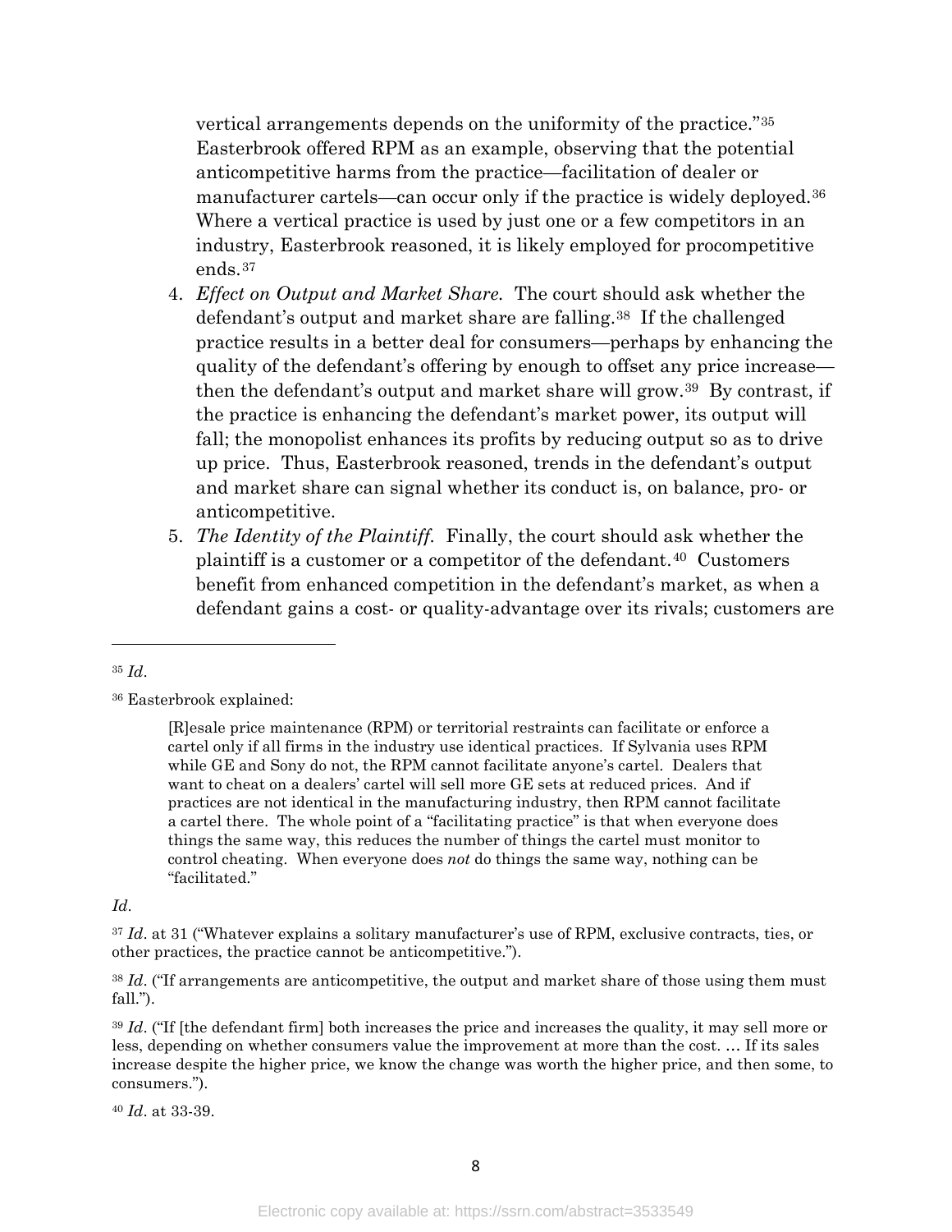vertical arrangements depends on the uniformity of the practice."[35] Easterbrook offered RPM as an example, observing that the potential anticompetitive harms from the practice—facilitation of dealer or manufacturer cartels—can occur only if the practice is widely deployed.[36] Where a vertical practice is used by just one or a few competitors in an industry, Easterbrook reasoned, it is likely employed for procompetitive ends.[37]

4. *Effect on Output and Market Share.* The court should ask whether the defendant's output and market share are falling.[38] If the challenged practice results in a better deal for consumers—perhaps by enhancing the quality of the defendant's offering by enough to offset any price increase—then the defendant's output and market share will grow.[39] By contrast, if the practice is enhancing the defendant's market power, its output will fall; the monopolist enhances its profits by reducing output so as to drive up price. Thus, Easterbrook reasoned, trends in the defendant's output and market share can signal whether its conduct is, on balance, pro- or anticompetitive.
5. *The Identity of the Plaintiff.* Finally, the court should ask whether the plaintiff is a customer or a competitor of the defendant.[40] Customers benefit from enhanced competition in the defendant's market, as when a defendant gains a cost- or quality-advantage over its rivals; customers are

---

[35] *Id*.

[36] Easterbrook explained:

> [R]esale price maintenance (RPM) or territorial restraints can facilitate or enforce a cartel only if all firms in the industry use identical practices. If Sylvania uses RPM while GE and Sony do not, the RPM cannot facilitate anyone's cartel. Dealers that want to cheat on a dealers' cartel will sell more GE sets at reduced prices. And if practices are not identical in the manufacturing industry, then RPM cannot facilitate a cartel there. The whole point of a "facilitating practice" is that when everyone does things the same way, this reduces the number of things the cartel must monitor to control cheating. When everyone does *not* do things the same way, nothing can be "facilitated."

*Id*.

[37] *Id*. at 31 ("Whatever explains a solitary manufacturer's use of RPM, exclusive contracts, ties, or other practices, the practice cannot be anticompetitive.").

[38] *Id*. ("If arrangements are anticompetitive, the output and market share of those using them must fall.").

[39] *Id*. ("If [the defendant firm] both increases the price and increases the quality, it may sell more or less, depending on whether consumers value the improvement at more than the cost. … If its sales increase despite the higher price, we know the change was worth the higher price, and then some, to consumers.").

[40] *Id*. at 33-39.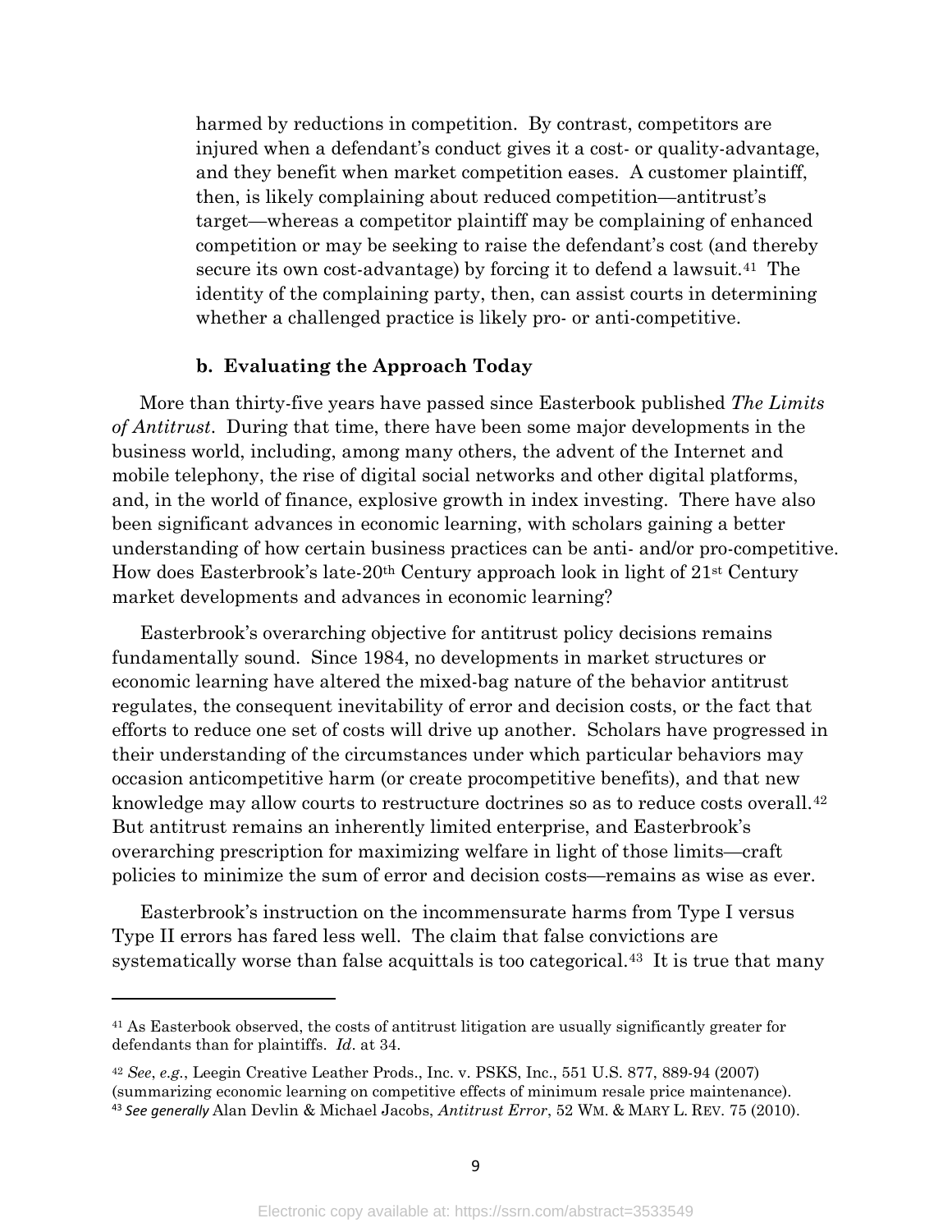harmed by reductions in competition. By contrast, competitors are injured when a defendant's conduct gives it a cost- or quality-advantage, and they benefit when market competition eases. A customer plaintiff, then, is likely complaining about reduced competition—antitrust's target—whereas a competitor plaintiff may be complaining of enhanced competition or may be seeking to raise the defendant's cost (and thereby secure its own cost-advantage) by forcing it to defend a lawsuit.[41] The identity of the complaining party, then, can assist courts in determining whether a challenged practice is likely pro- or anti-competitive.

**b. Evaluating the Approach Today**

More than thirty-five years have passed since Easterbook published *The Limits of Antitrust*. During that time, there have been some major developments in the business world, including, among many others, the advent of the Internet and mobile telephony, the rise of digital social networks and other digital platforms, and, in the world of finance, explosive growth in index investing. There have also been significant advances in economic learning, with scholars gaining a better understanding of how certain business practices can be anti- and/or pro-competitive. How does Easterbrook's late-20th Century approach look in light of 21st Century market developments and advances in economic learning?

Easterbrook's overarching objective for antitrust policy decisions remains fundamentally sound. Since 1984, no developments in market structures or economic learning have altered the mixed-bag nature of the behavior antitrust regulates, the consequent inevitability of error and decision costs, or the fact that efforts to reduce one set of costs will drive up another. Scholars have progressed in their understanding of the circumstances under which particular behaviors may occasion anticompetitive harm (or create procompetitive benefits), and that new knowledge may allow courts to restructure doctrines so as to reduce costs overall.[42] But antitrust remains an inherently limited enterprise, and Easterbrook's overarching prescription for maximizing welfare in light of those limits—craft policies to minimize the sum of error and decision costs—remains as wise as ever.

Easterbrook's instruction on the incommensurate harms from Type I versus Type II errors has fared less well. The claim that false convictions are systematically worse than false acquittals is too categorical.[43] It is true that many

---

[41] As Easterbrook observed, the costs of antitrust litigation are usually significantly greater for defendants than for plaintiffs. *Id*. at 34.

[42] *See*, *e.g.*, Leegin Creative Leather Prods., Inc. v. PSKS, Inc., 551 U.S. 877, 889-94 (2007) (summarizing economic learning on competitive effects of minimum resale price maintenance).

[43] *See generally* Alan Devlin & Michael Jacobs, *Antitrust Error*, 52 WM. & MARY L. REV. 75 (2010).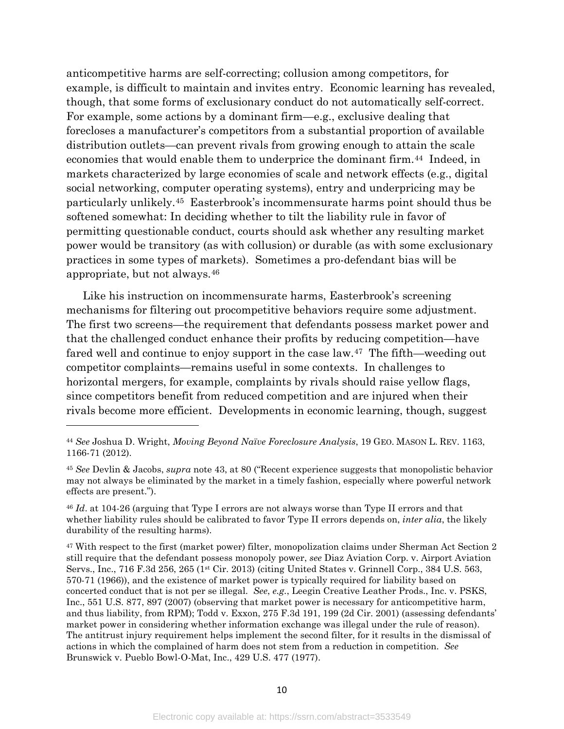anticompetitive harms are self-correcting; collusion among competitors, for example, is difficult to maintain and invites entry. Economic learning has revealed, though, that some forms of exclusionary conduct do not automatically self-correct. For example, some actions by a dominant firm—e.g., exclusive dealing that forecloses a manufacturer's competitors from a substantial proportion of available distribution outlets—can prevent rivals from growing enough to attain the scale economies that would enable them to underprice the dominant firm.[44] Indeed, in markets characterized by large economies of scale and network effects (e.g., digital social networking, computer operating systems), entry and underpricing may be particularly unlikely.[45] Easterbrook's incommensurate harms point should thus be softened somewhat: In deciding whether to tilt the liability rule in favor of permitting questionable conduct, courts should ask whether any resulting market power would be transitory (as with collusion) or durable (as with some exclusionary practices in some types of markets). Sometimes a pro-defendant bias will be appropriate, but not always.[46]

Like his instruction on incommensurate harms, Easterbrook's screening mechanisms for filtering out procompetitive behaviors require some adjustment. The first two screens—the requirement that defendants possess market power and that the challenged conduct enhance their profits by reducing competition—have fared well and continue to enjoy support in the case law.[47] The fifth—weeding out competitor complaints—remains useful in some contexts. In challenges to horizontal mergers, for example, complaints by rivals should raise yellow flags, since competitors benefit from reduced competition and are injured when their rivals become more efficient. Developments in economic learning, though, suggest

---

[44] *See* Joshua D. Wright, *Moving Beyond Naïve Foreclosure Analysis*, 19 GEO. MASON L. REV. 1163, 1166-71 (2012).

[45] *See* Devlin & Jacobs, *supra* note 43, at 80 ("Recent experience suggests that monopolistic behavior may not always be eliminated by the market in a timely fashion, especially where powerful network effects are present.").

[46] *Id*. at 104-26 (arguing that Type I errors are not always worse than Type II errors and that whether liability rules should be calibrated to favor Type II errors depends on, *inter alia*, the likely durability of the resulting harms).

[47] With respect to the first (market power) filter, monopolization claims under Sherman Act Section 2 still require that the defendant possess monopoly power, *see* Diaz Aviation Corp. v. Airport Aviation Servs., Inc., 716 F.3d 256, 265 (1st Cir. 2013) (citing United States v. Grinnell Corp., 384 U.S. 563, 570-71 (1966)), and the existence of market power is typically required for liability based on concerted conduct that is not per se illegal. *See*, *e.g.*, Leegin Creative Leather Prods., Inc. v. PSKS, Inc., 551 U.S. 877, 897 (2007) (observing that market power is necessary for anticompetitive harm, and thus liability, from RPM); Todd v. Exxon, 275 F.3d 191, 199 (2d Cir. 2001) (assessing defendants' market power in considering whether information exchange was illegal under the rule of reason). The antitrust injury requirement helps implement the second filter, for it results in the dismissal of actions in which the complained of harm does not stem from a reduction in competition. *See* Brunswick v. Pueblo Bowl-O-Mat, Inc., 429 U.S. 477 (1977).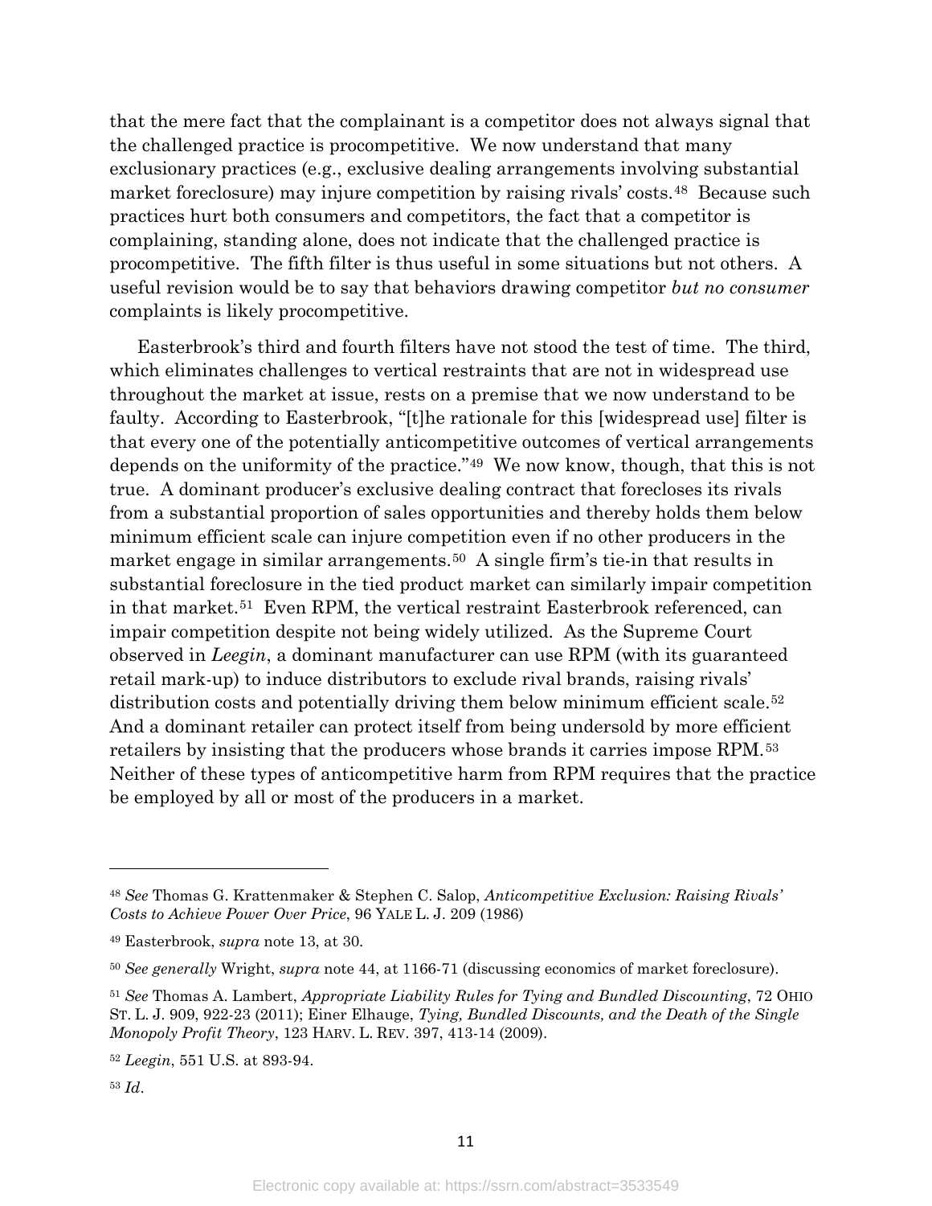that the mere fact that the complainant is a competitor does not always signal that the challenged practice is procompetitive. We now understand that many exclusionary practices (e.g., exclusive dealing arrangements involving substantial market foreclosure) may injure competition by raising rivals' costs.[48] Because such practices hurt both consumers and competitors, the fact that a competitor is complaining, standing alone, does not indicate that the challenged practice is procompetitive. The fifth filter is thus useful in some situations but not others. A useful revision would be to say that behaviors drawing competitor *but no consumer* complaints is likely procompetitive.

Easterbrook's third and fourth filters have not stood the test of time. The third, which eliminates challenges to vertical restraints that are not in widespread use throughout the market at issue, rests on a premise that we now understand to be faulty. According to Easterbrook, "[t]he rationale for this [widespread use] filter is that every one of the potentially anticompetitive outcomes of vertical arrangements depends on the uniformity of the practice."[49] We now know, though, that this is not true. A dominant producer's exclusive dealing contract that forecloses its rivals from a substantial proportion of sales opportunities and thereby holds them below minimum efficient scale can injure competition even if no other producers in the market engage in similar arrangements.[50] A single firm's tie-in that results in substantial foreclosure in the tied product market can similarly impair competition in that market.[51] Even RPM, the vertical restraint Easterbrook referenced, can impair competition despite not being widely utilized. As the Supreme Court observed in *Leegin*, a dominant manufacturer can use RPM (with its guaranteed retail mark-up) to induce distributors to exclude rival brands, raising rivals' distribution costs and potentially driving them below minimum efficient scale.[52] And a dominant retailer can protect itself from being undersold by more efficient retailers by insisting that the producers whose brands it carries impose RPM.[53] Neither of these types of anticompetitive harm from RPM requires that the practice be employed by all or most of the producers in a market.

---

[48] *See* Thomas G. Krattenmaker & Stephen C. Salop, *Anticompetitive Exclusion: Raising Rivals' Costs to Achieve Power Over Price*, 96 YALE L. J. 209 (1986)

[49] Easterbrook, *supra* note 13, at 30.

[50] *See generally* Wright, *supra* note 44, at 1166-71 (discussing economics of market foreclosure).

[51] *See* Thomas A. Lambert, *Appropriate Liability Rules for Tying and Bundled Discounting*, 72 OHIO ST. L. J. 909, 922-23 (2011); Einer Elhauge, *Tying, Bundled Discounts, and the Death of the Single Monopoly Profit Theory*, 123 HARV. L. REV. 397, 413-14 (2009).

[52] *Leegin*, 551 U.S. at 893-94.

[53] *Id*.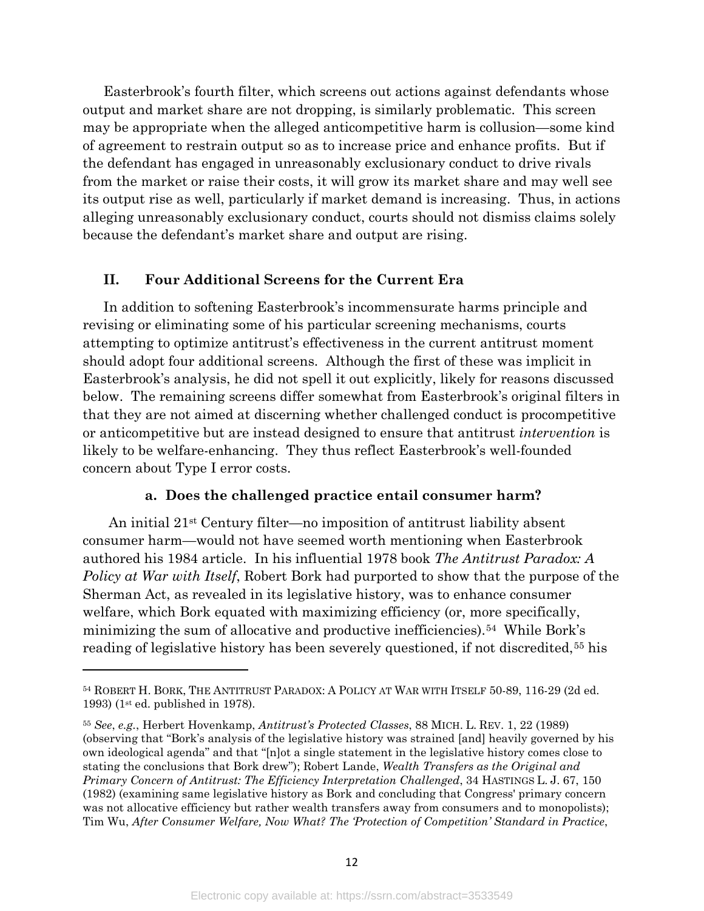Easterbrook's fourth filter, which screens out actions against defendants whose output and market share are not dropping, is similarly problematic. This screen may be appropriate when the alleged anticompetitive harm is collusion—some kind of agreement to restrain output so as to increase price and enhance profits. But if the defendant has engaged in unreasonably exclusionary conduct to drive rivals from the market or raise their costs, it will grow its market share and may well see its output rise as well, particularly if market demand is increasing. Thus, in actions alleging unreasonably exclusionary conduct, courts should not dismiss claims solely because the defendant's market share and output are rising.

## II. Four Additional Screens for the Current Era

In addition to softening Easterbrook's incommensurate harms principle and revising or eliminating some of his particular screening mechanisms, courts attempting to optimize antitrust's effectiveness in the current antitrust moment should adopt four additional screens. Although the first of these was implicit in Easterbrook's analysis, he did not spell it out explicitly, likely for reasons discussed below. The remaining screens differ somewhat from Easterbrook's original filters in that they are not aimed at discerning whether challenged conduct is procompetitive or anticompetitive but are instead designed to ensure that antitrust *intervention* is likely to be welfare-enhancing. They thus reflect Easterbrook's well-founded concern about Type I error costs.

### a. Does the challenged practice entail consumer harm?

An initial 21st Century filter—no imposition of antitrust liability absent consumer harm—would not have seemed worth mentioning when Easterbrook authored his 1984 article. In his influential 1978 book *The Antitrust Paradox: A Policy at War with Itself*, Robert Bork had purported to show that the purpose of the Sherman Act, as revealed in its legislative history, was to enhance consumer welfare, which Bork equated with maximizing efficiency (or, more specifically, minimizing the sum of allocative and productive inefficiencies).[54] While Bork's reading of legislative history has been severely questioned, if not discredited,[55] his

---

[54] ROBERT H. BORK, THE ANTITRUST PARADOX: A POLICY AT WAR WITH ITSELF 50-89, 116-29 (2d ed. 1993) (1st ed. published in 1978).

[55] *See*, *e.g.*, Herbert Hovenkamp, *Antitrust's Protected Classes*, 88 MICH. L. REV. 1, 22 (1989) (observing that "Bork's analysis of the legislative history was strained [and] heavily governed by his own ideological agenda" and that "[n]ot a single statement in the legislative history comes close to stating the conclusions that Bork drew"); Robert Lande, *Wealth Transfers as the Original and Primary Concern of Antitrust: The Efficiency Interpretation Challenged*, 34 HASTINGS L. J. 67, 150 (1982) (examining same legislative history as Bork and concluding that Congress' primary concern was not allocative efficiency but rather wealth transfers away from consumers and to monopolists); Tim Wu, *After Consumer Welfare, Now What? The 'Protection of Competition' Standard in Practice*,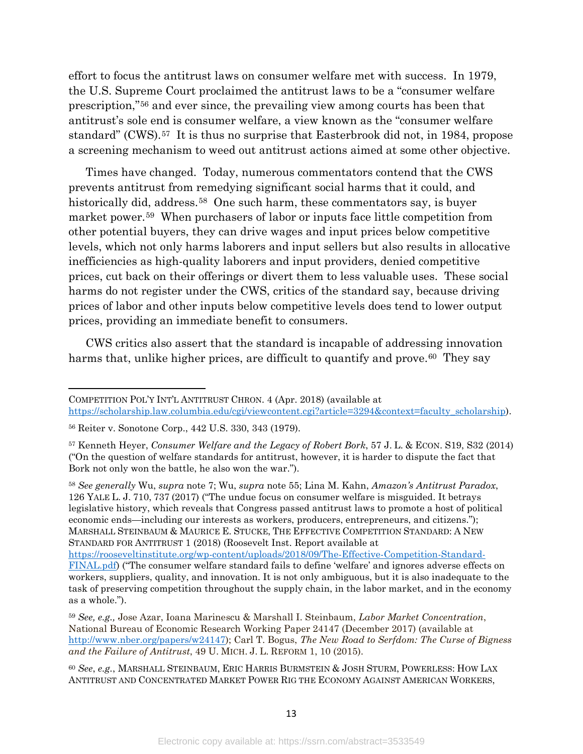effort to focus the antitrust laws on consumer welfare met with success. In 1979, the U.S. Supreme Court proclaimed the antitrust laws to be a "consumer welfare prescription,"[56] and ever since, the prevailing view among courts has been that antitrust's sole end is consumer welfare, a view known as the "consumer welfare standard" (CWS).[57] It is thus no surprise that Easterbrook did not, in 1984, propose a screening mechanism to weed out antitrust actions aimed at some other objective.

Times have changed. Today, numerous commentators contend that the CWS prevents antitrust from remedying significant social harms that it could, and historically did, address.[58] One such harm, these commentators say, is buyer market power.[59] When purchasers of labor or inputs face little competition from other potential buyers, they can drive wages and input prices below competitive levels, which not only harms laborers and input sellers but also results in allocative inefficiencies as high-quality laborers and input providers, denied competitive prices, cut back on their offerings or divert them to less valuable uses. These social harms do not register under the CWS, critics of the standard say, because driving prices of labor and other inputs below competitive levels does tend to lower output prices, providing an immediate benefit to consumers.

CWS critics also assert that the standard is incapable of addressing innovation harms that, unlike higher prices, are difficult to quantify and prove.[60] They say

---

COMPETITION POL'Y INT'L ANTITRUST CHRON. 4 (Apr. 2018) (available at https://scholarship.law.columbia.edu/cgi/viewcontent.cgi?article=3294&context=faculty_scholarship).

[56] Reiter v. Sonotone Corp., 442 U.S. 330, 343 (1979).

[57] Kenneth Heyer, *Consumer Welfare and the Legacy of Robert Bork*, 57 J. L. & ECON. S19, S32 (2014) ("On the question of welfare standards for antitrust, however, it is harder to dispute the fact that Bork not only won the battle, he also won the war.").

[58] *See generally* Wu, *supra* note 7; Wu, *supra* note 55; Lina M. Kahn, *Amazon's Antitrust Paradox*, 126 YALE L. J. 710, 737 (2017) ("The undue focus on consumer welfare is misguided. It betrays legislative history, which reveals that Congress passed antitrust laws to promote a host of political economic ends—including our interests as workers, producers, entrepreneurs, and citizens."); MARSHALL STEINBAUM & MAURICE E. STUCKE, THE EFFECTIVE COMPETITION STANDARD: A NEW STANDARD FOR ANTITRUST 1 (2018) (Roosevelt Inst. Report available at https://rooseveltinstitute.org/wp-content/uploads/2018/09/The-Effective-Competition-Standard-FINAL.pdf) ("The consumer welfare standard fails to define 'welfare' and ignores adverse effects on workers, suppliers, quality, and innovation. It is not only ambiguous, but it is also inadequate to the task of preserving competition throughout the supply chain, in the labor market, and in the economy as a whole.").

[59] *See, e.g.,* Jose Azar, Ioana Marinescu & Marshall I. Steinbaum, *Labor Market Concentration*, National Bureau of Economic Research Working Paper 24147 (December 2017) (available at http://www.nber.org/papers/w24147); Carl T. Bogus, *The New Road to Serfdom: The Curse of Bigness and the Failure of Antitrust*, 49 U. MICH. J. L. REFORM 1, 10 (2015).

[60] *See, e.g.*, MARSHALL STEINBAUM, ERIC HARRIS BURMSTEIN & JOSH STURM, POWERLESS: HOW LAX ANTITRUST AND CONCENTRATED MARKET POWER RIG THE ECONOMY AGAINST AMERICAN WORKERS,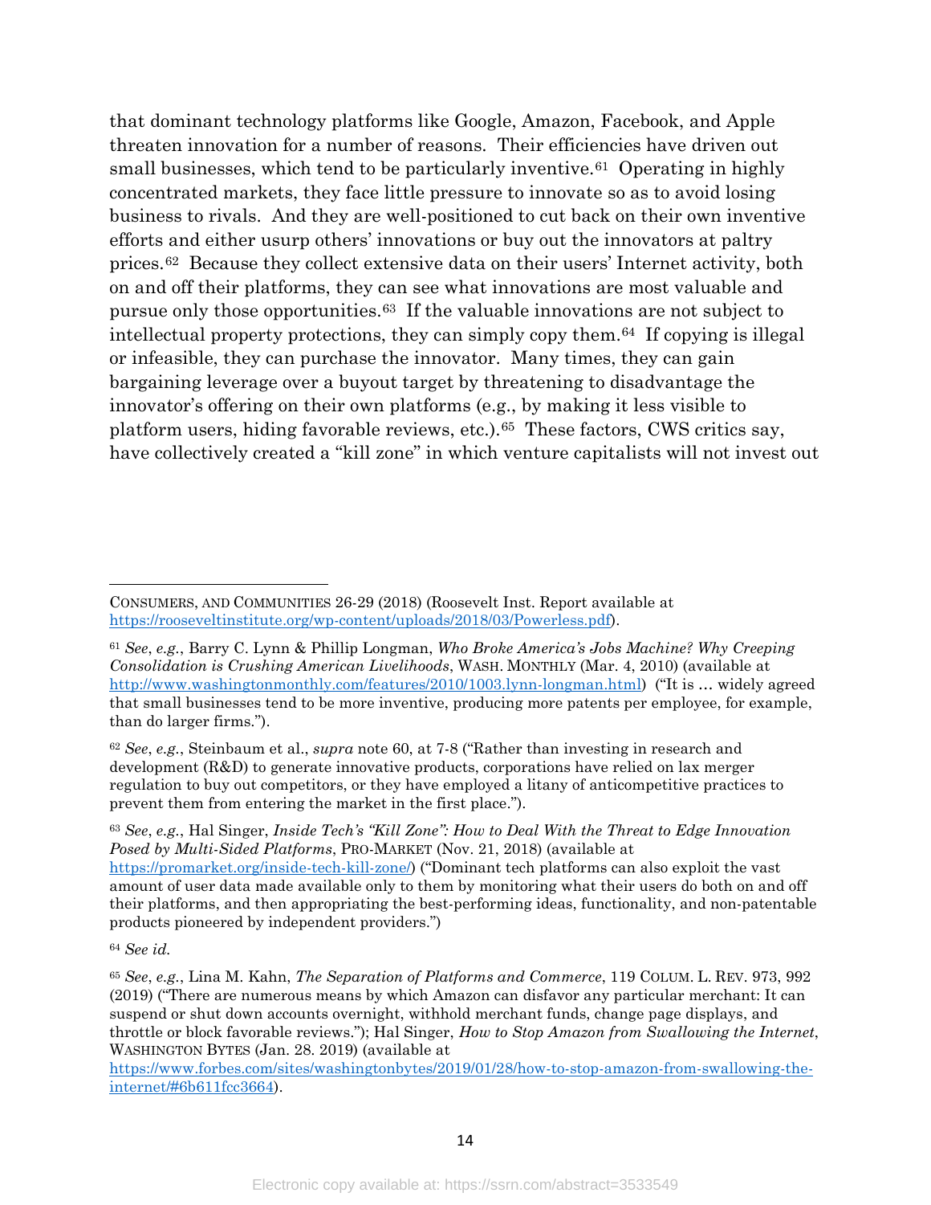that dominant technology platforms like Google, Amazon, Facebook, and Apple threaten innovation for a number of reasons. Their efficiencies have driven out small businesses, which tend to be particularly inventive.[61] Operating in highly concentrated markets, they face little pressure to innovate so as to avoid losing business to rivals. And they are well-positioned to cut back on their own inventive efforts and either usurp others' innovations or buy out the innovators at paltry prices.[62] Because they collect extensive data on their users' Internet activity, both on and off their platforms, they can see what innovations are most valuable and pursue only those opportunities.[63] If the valuable innovations are not subject to intellectual property protections, they can simply copy them.[64] If copying is illegal or infeasible, they can purchase the innovator. Many times, they can gain bargaining leverage over a buyout target by threatening to disadvantage the innovator's offering on their own platforms (e.g., by making it less visible to platform users, hiding favorable reviews, etc.).[65] These factors, CWS critics say, have collectively created a "kill zone" in which venture capitalists will not invest out

---

CONSUMERS, AND COMMUNITIES 26-29 (2018) (Roosevelt Inst. Report available at https://rooseveltinstitute.org/wp-content/uploads/2018/03/Powerless.pdf).

[61] *See*, *e.g.*, Barry C. Lynn & Phillip Longman, *Who Broke America's Jobs Machine? Why Creeping Consolidation is Crushing American Livelihoods*, WASH. MONTHLY (Mar. 4, 2010) (available at http://www.washingtonmonthly.com/features/2010/1003.lynn-longman.html) ("It is … widely agreed that small businesses tend to be more inventive, producing more patents per employee, for example, than do larger firms.").

[62] *See*, *e.g.*, Steinbaum et al., *supra* note 60, at 7-8 ("Rather than investing in research and development (R&D) to generate innovative products, corporations have relied on lax merger regulation to buy out competitors, or they have employed a litany of anticompetitive practices to prevent them from entering the market in the first place.").

[63] *See*, *e.g.*, Hal Singer, *Inside Tech's "Kill Zone": How to Deal With the Threat to Edge Innovation Posed by Multi-Sided Platforms*, PRO-MARKET (Nov. 21, 2018) (available at https://promarket.org/inside-tech-kill-zone/) ("Dominant tech platforms can also exploit the vast amount of user data made available only to them by monitoring what their users do both on and off their platforms, and then appropriating the best-performing ideas, functionality, and non-patentable products pioneered by independent providers.")

[64] *See id.*

[65] *See*, *e.g.*, Lina M. Kahn, *The Separation of Platforms and Commerce*, 119 COLUM. L. REV. 973, 992 (2019) ("There are numerous means by which Amazon can disfavor any particular merchant: It can suspend or shut down accounts overnight, withhold merchant funds, change page displays, and throttle or block favorable reviews."); Hal Singer, *How to Stop Amazon from Swallowing the Internet*, WASHINGTON BYTES (Jan. 28. 2019) (available at https://www.forbes.com/sites/washingtonbytes/2019/01/28/how-to-stop-amazon-from-swallowing-the-internet/#6b611fcc3664).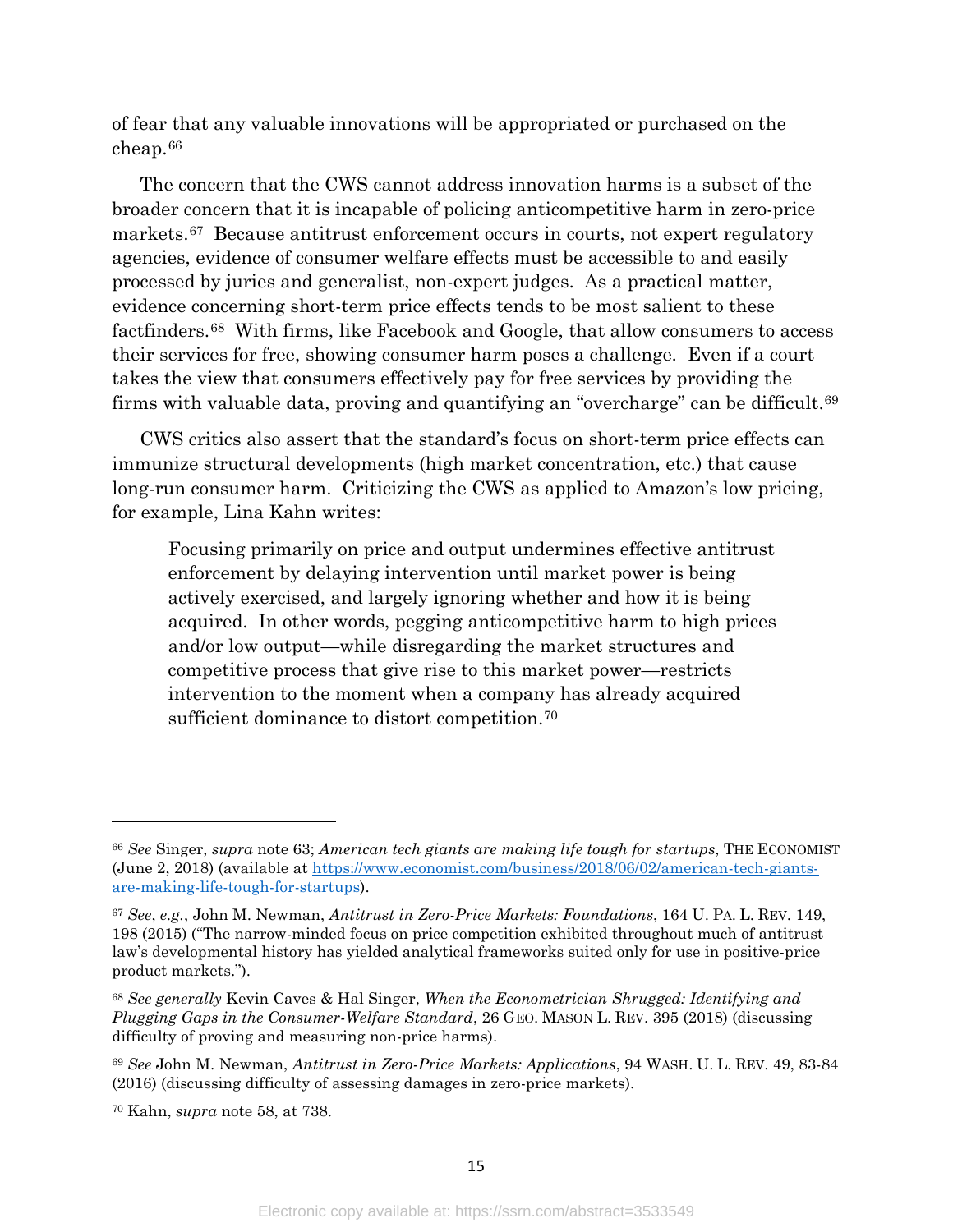of fear that any valuable innovations will be appropriated or purchased on the cheap.[66]

The concern that the CWS cannot address innovation harms is a subset of the broader concern that it is incapable of policing anticompetitive harm in zero-price markets.[67] Because antitrust enforcement occurs in courts, not expert regulatory agencies, evidence of consumer welfare effects must be accessible to and easily processed by juries and generalist, non-expert judges. As a practical matter, evidence concerning short-term price effects tends to be most salient to these factfinders.[68] With firms, like Facebook and Google, that allow consumers to access their services for free, showing consumer harm poses a challenge. Even if a court takes the view that consumers effectively pay for free services by providing the firms with valuable data, proving and quantifying an "overcharge" can be difficult.[69]

CWS critics also assert that the standard's focus on short-term price effects can immunize structural developments (high market concentration, etc.) that cause long-run consumer harm. Criticizing the CWS as applied to Amazon's low pricing, for example, Lina Kahn writes:

> Focusing primarily on price and output undermines effective antitrust enforcement by delaying intervention until market power is being actively exercised, and largely ignoring whether and how it is being acquired. In other words, pegging anticompetitive harm to high prices and/or low output—while disregarding the market structures and competitive process that give rise to this market power—restricts intervention to the moment when a company has already acquired sufficient dominance to distort competition.[70]

---

[66] *See* Singer, *supra* note 63; *American tech giants are making life tough for startups*, THE ECONOMIST (June 2, 2018) (available at https://www.economist.com/business/2018/06/02/american-tech-giants-are-making-life-tough-for-startups).

[67] *See*, *e.g.*, John M. Newman, *Antitrust in Zero-Price Markets: Foundations*, 164 U. PA. L. REV. 149, 198 (2015) ("The narrow-minded focus on price competition exhibited throughout much of antitrust law's developmental history has yielded analytical frameworks suited only for use in positive-price product markets.").

[68] *See generally* Kevin Caves & Hal Singer, *When the Econometrician Shrugged: Identifying and Plugging Gaps in the Consumer-Welfare Standard*, 26 GEO. MASON L. REV. 395 (2018) (discussing difficulty of proving and measuring non-price harms).

[69] *See* John M. Newman, *Antitrust in Zero-Price Markets: Applications*, 94 WASH. U. L. REV. 49, 83-84 (2016) (discussing difficulty of assessing damages in zero-price markets).

[70] Kahn, *supra* note 58, at 738.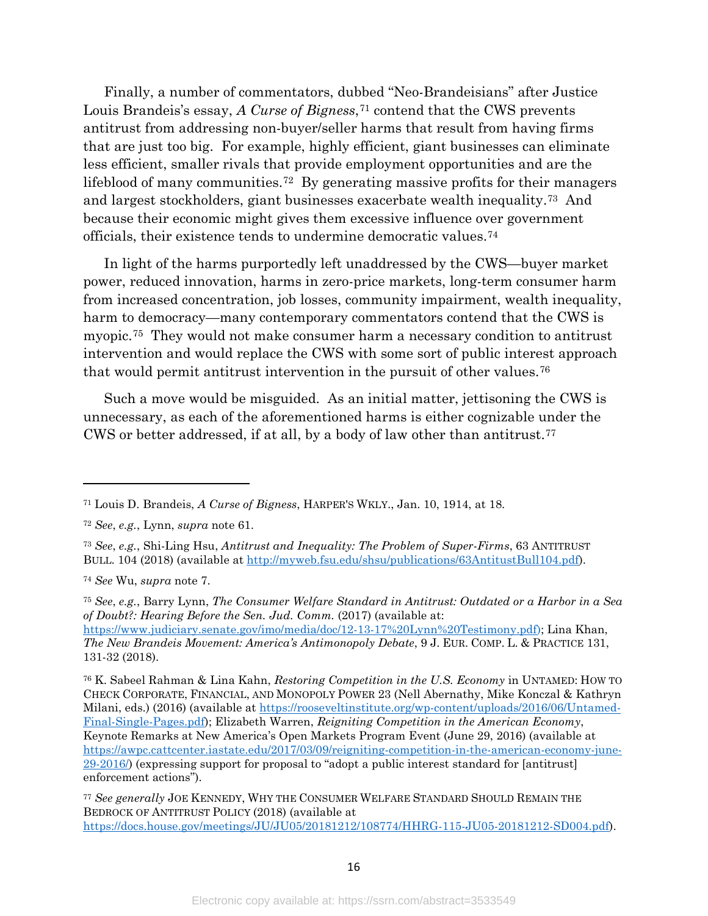Finally, a number of commentators, dubbed "Neo-Brandeisians" after Justice Louis Brandeis's essay, *A Curse of Bigness*,[71] contend that the CWS prevents antitrust from addressing non-buyer/seller harms that result from having firms that are just too big. For example, highly efficient, giant businesses can eliminate less efficient, smaller rivals that provide employment opportunities and are the lifeblood of many communities.[72] By generating massive profits for their managers and largest stockholders, giant businesses exacerbate wealth inequality.[73] And because their economic might gives them excessive influence over government officials, their existence tends to undermine democratic values.[74]

In light of the harms purportedly left unaddressed by the CWS—buyer market power, reduced innovation, harms in zero-price markets, long-term consumer harm from increased concentration, job losses, community impairment, wealth inequality, harm to democracy—many contemporary commentators contend that the CWS is myopic.[75] They would not make consumer harm a necessary condition to antitrust intervention and would replace the CWS with some sort of public interest approach that would permit antitrust intervention in the pursuit of other values.[76]

Such a move would be misguided. As an initial matter, jettisoning the CWS is unnecessary, as each of the aforementioned harms is either cognizable under the CWS or better addressed, if at all, by a body of law other than antitrust.[77]

---

[71] Louis D. Brandeis, *A Curse of Bigness*, HARPER'S WKLY., Jan. 10, 1914, at 18.

[72] *See*, *e.g.*, Lynn, *supra* note 61.

[73] *See*, *e.g.*, Shi-Ling Hsu, *Antitrust and Inequality: The Problem of Super-Firms*, 63 ANTITRUST BULL. 104 (2018) (available at http://myweb.fsu.edu/shsu/publications/63AntitustBull104.pdf).

[74] *See* Wu, *supra* note 7.

[75] *See*, *e.g.*, Barry Lynn, *The Consumer Welfare Standard in Antitrust: Outdated or a Harbor in a Sea of Doubt?: Hearing Before the Sen. Jud. Comm.* (2017) (available at: https://www.judiciary.senate.gov/imo/media/doc/12-13-17%20Lynn%20Testimony.pdf); Lina Khan, *The New Brandeis Movement: America's Antimonopoly Debate*, 9 J. EUR. COMP. L. & PRACTICE 131, 131-32 (2018).

[76] K. Sabeel Rahman & Lina Kahn, *Restoring Competition in the U.S. Economy* in UNTAMED: HOW TO CHECK CORPORATE, FINANCIAL, AND MONOPOLY POWER 23 (Nell Abernathy, Mike Konczal & Kathryn Milani, eds.) (2016) (available at https://rooseveltinstitute.org/wp-content/uploads/2016/06/Untamed-Final-Single-Pages.pdf); Elizabeth Warren, *Reigniting Competition in the American Economy*, Keynote Remarks at New America's Open Markets Program Event (June 29, 2016) (available at https://awpc.cattcenter.iastate.edu/2017/03/09/reigniting-competition-in-the-american-economy-june-29-2016/) (expressing support for proposal to "adopt a public interest standard for [antitrust] enforcement actions").

[77] *See generally* JOE KENNEDY, WHY THE CONSUMER WELFARE STANDARD SHOULD REMAIN THE BEDROCK OF ANTITRUST POLICY (2018) (available at https://docs.house.gov/meetings/JU/JU05/20181212/108774/HHRG-115-JU05-20181212-SD004.pdf).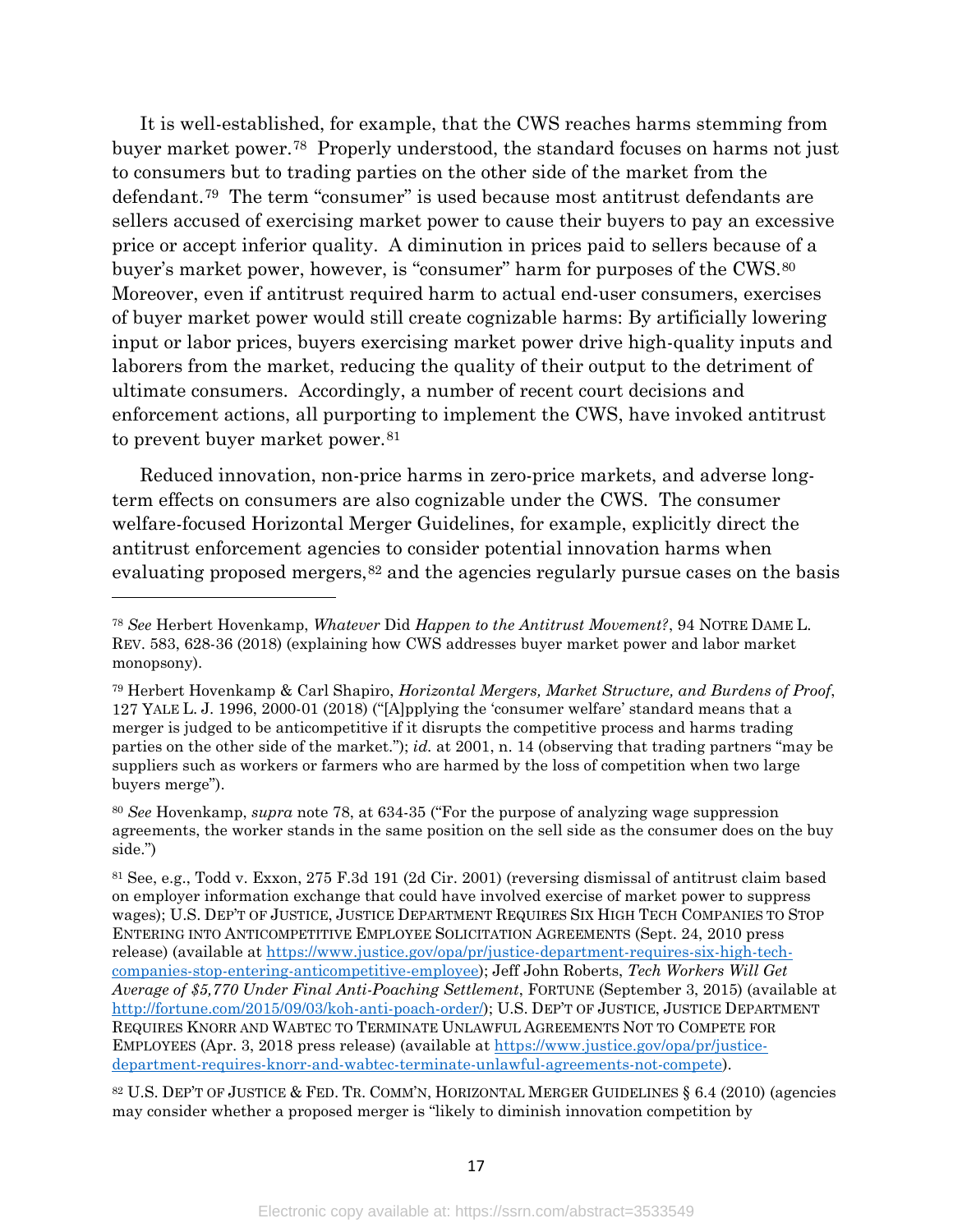It is well-established, for example, that the CWS reaches harms stemming from buyer market power.[78] Properly understood, the standard focuses on harms not just to consumers but to trading parties on the other side of the market from the defendant.[79] The term "consumer" is used because most antitrust defendants are sellers accused of exercising market power to cause their buyers to pay an excessive price or accept inferior quality. A diminution in prices paid to sellers because of a buyer's market power, however, is "consumer" harm for purposes of the CWS.[80] Moreover, even if antitrust required harm to actual end-user consumers, exercises of buyer market power would still create cognizable harms: By artificially lowering input or labor prices, buyers exercising market power drive high-quality inputs and laborers from the market, reducing the quality of their output to the detriment of ultimate consumers. Accordingly, a number of recent court decisions and enforcement actions, all purporting to implement the CWS, have invoked antitrust to prevent buyer market power.[81]

Reduced innovation, non-price harms in zero-price markets, and adverse long-term effects on consumers are also cognizable under the CWS. The consumer welfare-focused Horizontal Merger Guidelines, for example, explicitly direct the antitrust enforcement agencies to consider potential innovation harms when evaluating proposed mergers,[82] and the agencies regularly pursue cases on the basis

---

[78] *See* Herbert Hovenkamp, *Whatever* Did *Happen to the Antitrust Movement?*, 94 NOTRE DAME L. REV. 583, 628-36 (2018) (explaining how CWS addresses buyer market power and labor market monopsony).

[79] Herbert Hovenkamp & Carl Shapiro, *Horizontal Mergers, Market Structure, and Burdens of Proof*, 127 YALE L. J. 1996, 2000-01 (2018) ("[A]pplying the 'consumer welfare' standard means that a merger is judged to be anticompetitive if it disrupts the competitive process and harms trading parties on the other side of the market."); *id.* at 2001, n. 14 (observing that trading partners "may be suppliers such as workers or farmers who are harmed by the loss of competition when two large buyers merge").

[80] *See* Hovenkamp, *supra* note 78, at 634-35 ("For the purpose of analyzing wage suppression agreements, the worker stands in the same position on the sell side as the consumer does on the buy side.")

[81] See, e.g., Todd v. Exxon, 275 F.3d 191 (2d Cir. 2001) (reversing dismissal of antitrust claim based on employer information exchange that could have involved exercise of market power to suppress wages); U.S. DEP'T OF JUSTICE, JUSTICE DEPARTMENT REQUIRES SIX HIGH TECH COMPANIES TO STOP ENTERING INTO ANTICOMPETITIVE EMPLOYEE SOLICITATION AGREEMENTS (Sept. 24, 2010 press release) (available at https://www.justice.gov/opa/pr/justice-department-requires-six-high-tech-companies-stop-entering-anticompetitive-employee); Jeff John Roberts, *Tech Workers Will Get Average of $5,770 Under Final Anti-Poaching Settlement*, FORTUNE (September 3, 2015) (available at http://fortune.com/2015/09/03/koh-anti-poach-order/); U.S. DEP'T OF JUSTICE, JUSTICE DEPARTMENT REQUIRES KNORR AND WABTEC TO TERMINATE UNLAWFUL AGREEMENTS NOT TO COMPETE FOR EMPLOYEES (Apr. 3, 2018 press release) (available at https://www.justice.gov/opa/pr/justice-department-requires-knorr-and-wabtec-terminate-unlawful-agreements-not-compete).

[82] U.S. DEP'T OF JUSTICE & FED. TR. COMM'N, HORIZONTAL MERGER GUIDELINES § 6.4 (2010) (agencies may consider whether a proposed merger is "likely to diminish innovation competition by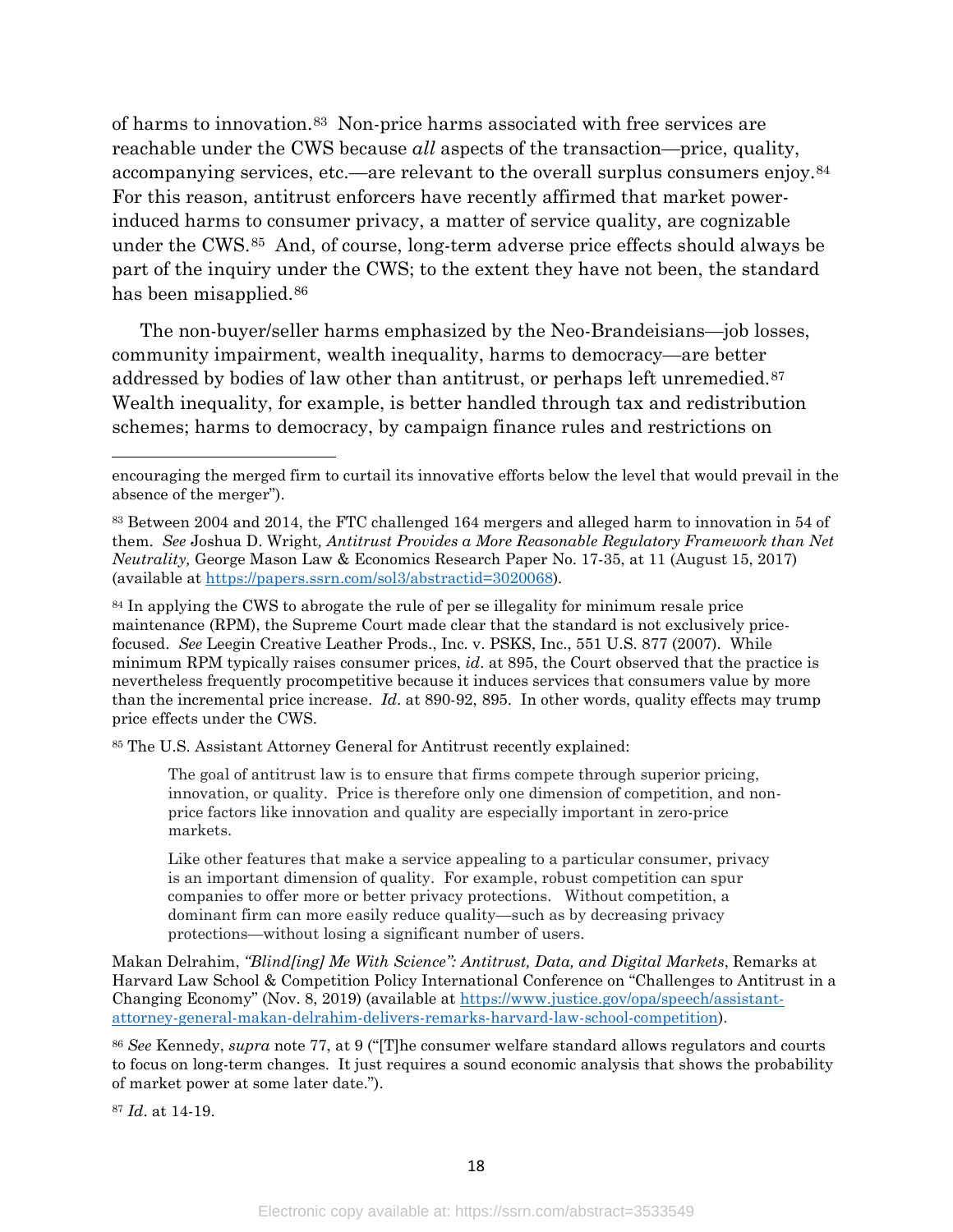of harms to innovation.[83] Non-price harms associated with free services are reachable under the CWS because *all* aspects of the transaction—price, quality, accompanying services, etc.—are relevant to the overall surplus consumers enjoy.[84] For this reason, antitrust enforcers have recently affirmed that market power-induced harms to consumer privacy, a matter of service quality, are cognizable under the CWS.[85] And, of course, long-term adverse price effects should always be part of the inquiry under the CWS; to the extent they have not been, the standard has been misapplied.[86]

The non-buyer/seller harms emphasized by the Neo-Brandeisians—job losses, community impairment, wealth inequality, harms to democracy—are better addressed by bodies of law other than antitrust, or perhaps left unremedied.[87] Wealth inequality, for example, is better handled through tax and redistribution schemes; harms to democracy, by campaign finance rules and restrictions on

---

encouraging the merged firm to curtail its innovative efforts below the level that would prevail in the absence of the merger").

[83] Between 2004 and 2014, the FTC challenged 164 mergers and alleged harm to innovation in 54 of them. *See* Joshua D. Wright*, Antitrust Provides a More Reasonable Regulatory Framework than Net Neutrality,* George Mason Law & Economics Research Paper No. 17-35, at 11 (August 15, 2017) (available at https://papers.ssrn.com/sol3/abstractid=3020068).

[84] In applying the CWS to abrogate the rule of per se illegality for minimum resale price maintenance (RPM), the Supreme Court made clear that the standard is not exclusively price-focused. *See* Leegin Creative Leather Prods., Inc. v. PSKS, Inc., 551 U.S. 877 (2007). While minimum RPM typically raises consumer prices, *id*. at 895, the Court observed that the practice is nevertheless frequently procompetitive because it induces services that consumers value by more than the incremental price increase. *Id*. at 890-92, 895. In other words, quality effects may trump price effects under the CWS.

[85] The U.S. Assistant Attorney General for Antitrust recently explained:

> The goal of antitrust law is to ensure that firms compete through superior pricing, innovation, or quality. Price is therefore only one dimension of competition, and non-price factors like innovation and quality are especially important in zero-price markets.
>
> Like other features that make a service appealing to a particular consumer, privacy is an important dimension of quality. For example, robust competition can spur companies to offer more or better privacy protections. Without competition, a dominant firm can more easily reduce quality—such as by decreasing privacy protections—without losing a significant number of users.

Makan Delrahim, *"Blind[ing] Me With Science": Antitrust, Data, and Digital Markets*, Remarks at Harvard Law School & Competition Policy International Conference on "Challenges to Antitrust in a Changing Economy" (Nov. 8, 2019) (available at https://www.justice.gov/opa/speech/assistant-attorney-general-makan-delrahim-delivers-remarks-harvard-law-school-competition).

[86] *See* Kennedy, *supra* note 77, at 9 ("[T]he consumer welfare standard allows regulators and courts to focus on long-term changes. It just requires a sound economic analysis that shows the probability of market power at some later date.").

[87] *Id*. at 14-19.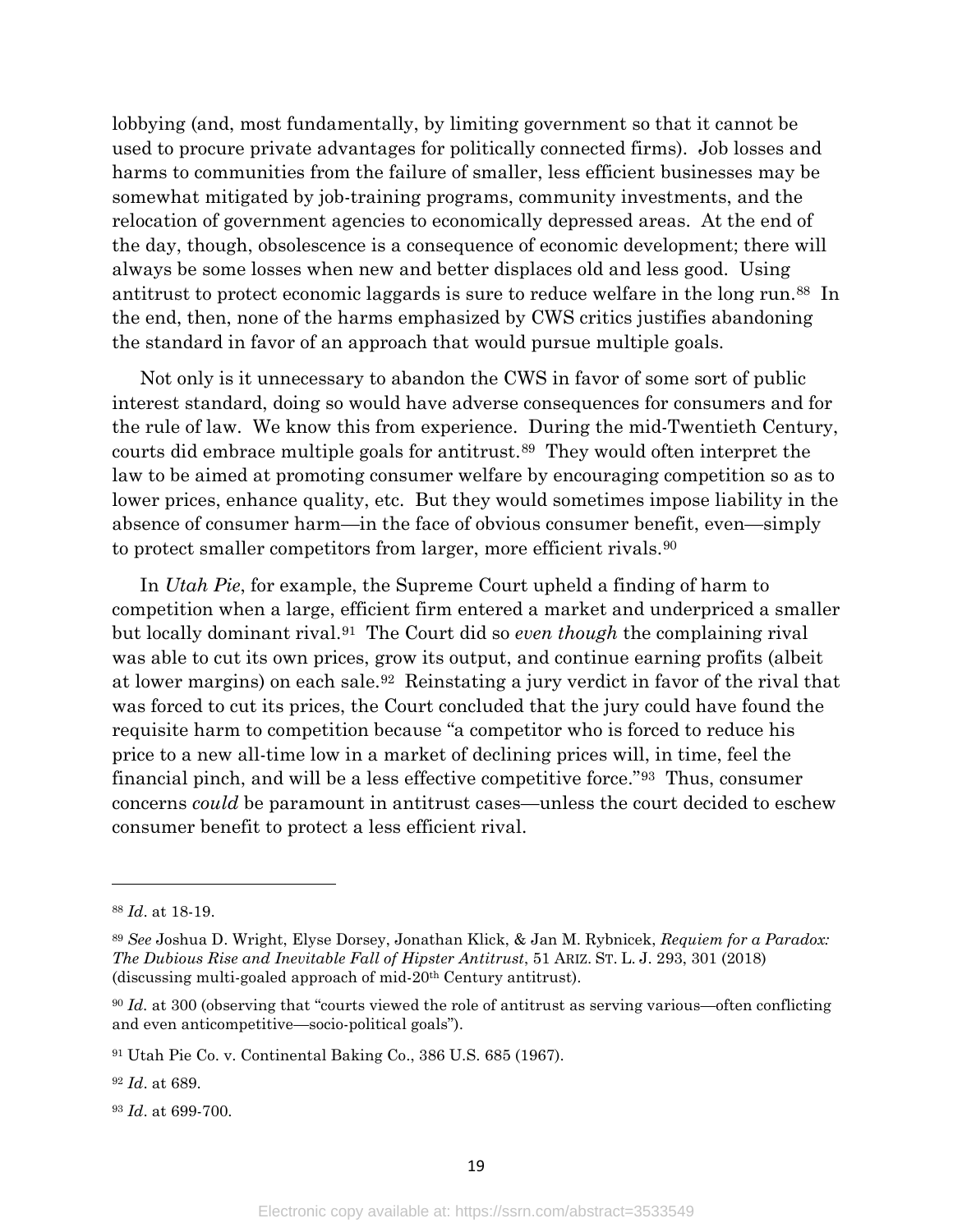lobbying (and, most fundamentally, by limiting government so that it cannot be used to procure private advantages for politically connected firms). Job losses and harms to communities from the failure of smaller, less efficient businesses may be somewhat mitigated by job-training programs, community investments, and the relocation of government agencies to economically depressed areas. At the end of the day, though, obsolescence is a consequence of economic development; there will always be some losses when new and better displaces old and less good. Using antitrust to protect economic laggards is sure to reduce welfare in the long run.[88] In the end, then, none of the harms emphasized by CWS critics justifies abandoning the standard in favor of an approach that would pursue multiple goals.

Not only is it unnecessary to abandon the CWS in favor of some sort of public interest standard, doing so would have adverse consequences for consumers and for the rule of law. We know this from experience. During the mid-Twentieth Century, courts did embrace multiple goals for antitrust.[89] They would often interpret the law to be aimed at promoting consumer welfare by encouraging competition so as to lower prices, enhance quality, etc. But they would sometimes impose liability in the absence of consumer harm—in the face of obvious consumer benefit, even—simply to protect smaller competitors from larger, more efficient rivals.[90]

In *Utah Pie*, for example, the Supreme Court upheld a finding of harm to competition when a large, efficient firm entered a market and underpriced a smaller but locally dominant rival.[91] The Court did so *even though* the complaining rival was able to cut its own prices, grow its output, and continue earning profits (albeit at lower margins) on each sale.[92] Reinstating a jury verdict in favor of the rival that was forced to cut its prices, the Court concluded that the jury could have found the requisite harm to competition because "a competitor who is forced to reduce his price to a new all-time low in a market of declining prices will, in time, feel the financial pinch, and will be a less effective competitive force."[93] Thus, consumer concerns *could* be paramount in antitrust cases—unless the court decided to eschew consumer benefit to protect a less efficient rival.

---

[88] *Id*. at 18-19.

[89] *See* Joshua D. Wright, Elyse Dorsey, Jonathan Klick, & Jan M. Rybnicek, *Requiem for a Paradox: The Dubious Rise and Inevitable Fall of Hipster Antitrust*, 51 ARIZ. ST. L. J. 293, 301 (2018) (discussing multi-goaled approach of mid-20th Century antitrust).

[90] *Id*. at 300 (observing that "courts viewed the role of antitrust as serving various—often conflicting and even anticompetitive—socio-political goals").

[91] Utah Pie Co. v. Continental Baking Co., 386 U.S. 685 (1967).

[92] *Id*. at 689.

[93] *Id*. at 699-700.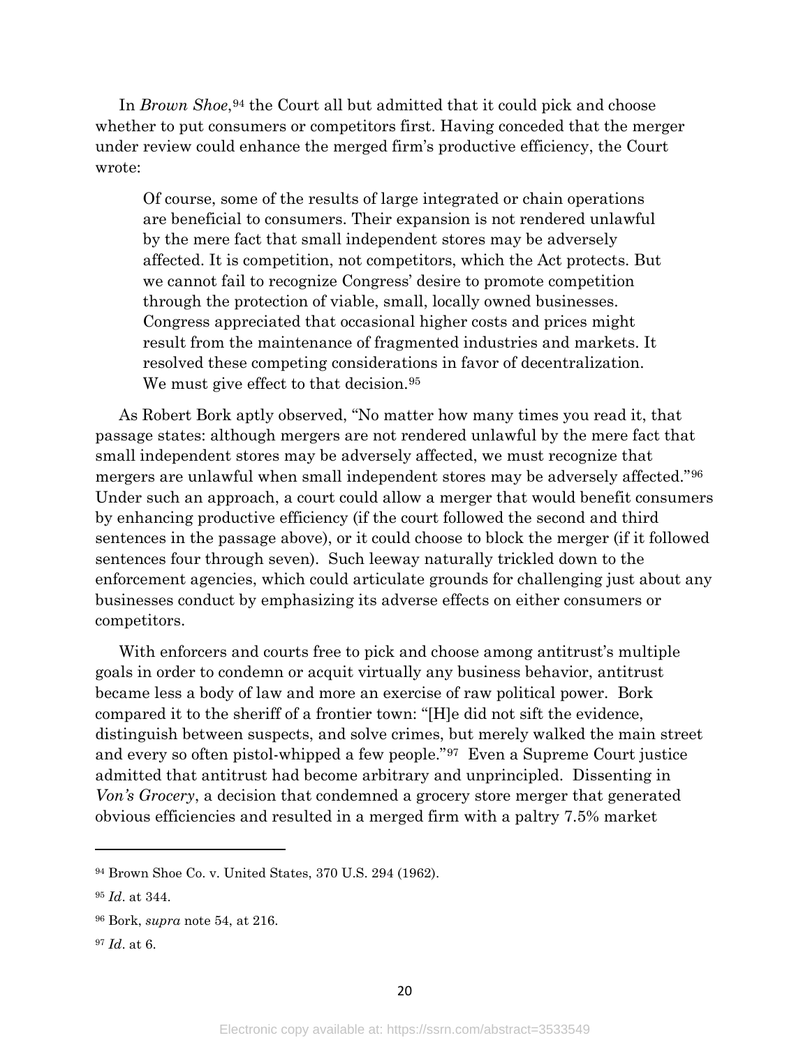In *Brown Shoe*,[94] the Court all but admitted that it could pick and choose whether to put consumers or competitors first. Having conceded that the merger under review could enhance the merged firm's productive efficiency, the Court wrote:

> Of course, some of the results of large integrated or chain operations are beneficial to consumers. Their expansion is not rendered unlawful by the mere fact that small independent stores may be adversely affected. It is competition, not competitors, which the Act protects. But we cannot fail to recognize Congress' desire to promote competition through the protection of viable, small, locally owned businesses. Congress appreciated that occasional higher costs and prices might result from the maintenance of fragmented industries and markets. It resolved these competing considerations in favor of decentralization. We must give effect to that decision.[95]

As Robert Bork aptly observed, "No matter how many times you read it, that passage states: although mergers are not rendered unlawful by the mere fact that small independent stores may be adversely affected, we must recognize that mergers are unlawful when small independent stores may be adversely affected."[96] Under such an approach, a court could allow a merger that would benefit consumers by enhancing productive efficiency (if the court followed the second and third sentences in the passage above), or it could choose to block the merger (if it followed sentences four through seven). Such leeway naturally trickled down to the enforcement agencies, which could articulate grounds for challenging just about any businesses conduct by emphasizing its adverse effects on either consumers or competitors.

With enforcers and courts free to pick and choose among antitrust's multiple goals in order to condemn or acquit virtually any business behavior, antitrust became less a body of law and more an exercise of raw political power. Bork compared it to the sheriff of a frontier town: "[H]e did not sift the evidence, distinguish between suspects, and solve crimes, but merely walked the main street and every so often pistol-whipped a few people."[97] Even a Supreme Court justice admitted that antitrust had become arbitrary and unprincipled. Dissenting in *Von's Grocery*, a decision that condemned a grocery store merger that generated obvious efficiencies and resulted in a merged firm with a paltry 7.5% market

---

[94] Brown Shoe Co. v. United States, 370 U.S. 294 (1962).

[95] *Id*. at 344.

[96] Bork, *supra* note 54, at 216.

[97] *Id*. at 6.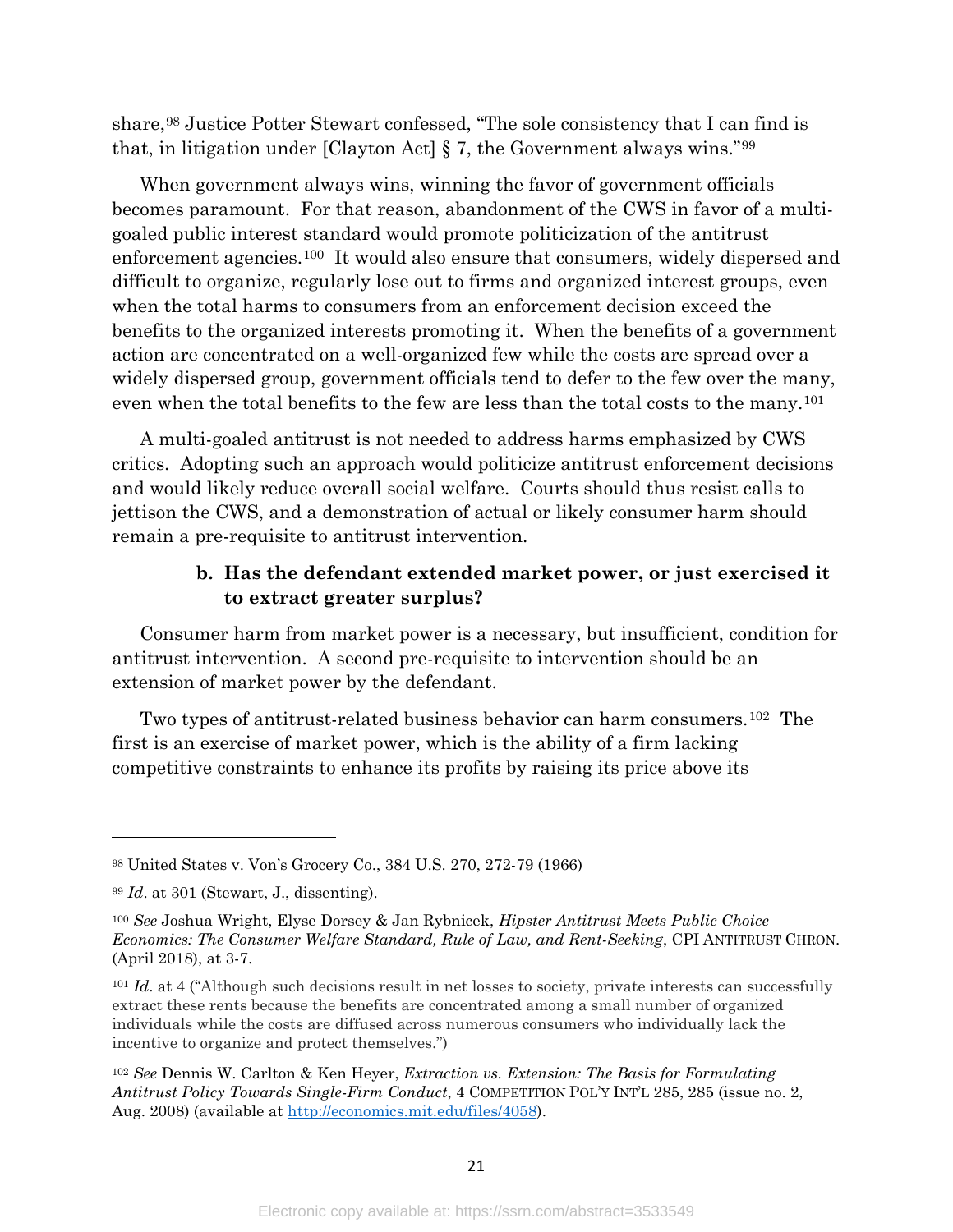share,[98] Justice Potter Stewart confessed, "The sole consistency that I can find is that, in litigation under [Clayton Act] § 7, the Government always wins."[99]

When government always wins, winning the favor of government officials becomes paramount. For that reason, abandonment of the CWS in favor of a multi-goaled public interest standard would promote politicization of the antitrust enforcement agencies.[100] It would also ensure that consumers, widely dispersed and difficult to organize, regularly lose out to firms and organized interest groups, even when the total harms to consumers from an enforcement decision exceed the benefits to the organized interests promoting it. When the benefits of a government action are concentrated on a well-organized few while the costs are spread over a widely dispersed group, government officials tend to defer to the few over the many, even when the total benefits to the few are less than the total costs to the many.[101]

A multi-goaled antitrust is not needed to address harms emphasized by CWS critics. Adopting such an approach would politicize antitrust enforcement decisions and would likely reduce overall social welfare. Courts should thus resist calls to jettison the CWS, and a demonstration of actual or likely consumer harm should remain a pre-requisite to antitrust intervention.

#### b. Has the defendant extended market power, or just exercised it to extract greater surplus?

Consumer harm from market power is a necessary, but insufficient, condition for antitrust intervention. A second pre-requisite to intervention should be an extension of market power by the defendant.

Two types of antitrust-related business behavior can harm consumers.[102] The first is an exercise of market power, which is the ability of a firm lacking competitive constraints to enhance its profits by raising its price above its

---

[98] United States v. Von's Grocery Co., 384 U.S. 270, 272-79 (1966)

[99] *Id*. at 301 (Stewart, J., dissenting).

[100] *See* Joshua Wright, Elyse Dorsey & Jan Rybnicek, *Hipster Antitrust Meets Public Choice Economics: The Consumer Welfare Standard, Rule of Law, and Rent-Seeking*, CPI ANTITRUST CHRON. (April 2018), at 3-7.

[101] *Id*. at 4 ("Although such decisions result in net losses to society, private interests can successfully extract these rents because the benefits are concentrated among a small number of organized individuals while the costs are diffused across numerous consumers who individually lack the incentive to organize and protect themselves.")

[102] *See* Dennis W. Carlton & Ken Heyer, *Extraction vs. Extension: The Basis for Formulating Antitrust Policy Towards Single-Firm Conduct*, 4 COMPETITION POL'Y INT'L 285, 285 (issue no. 2, Aug. 2008) (available at http://economics.mit.edu/files/4058).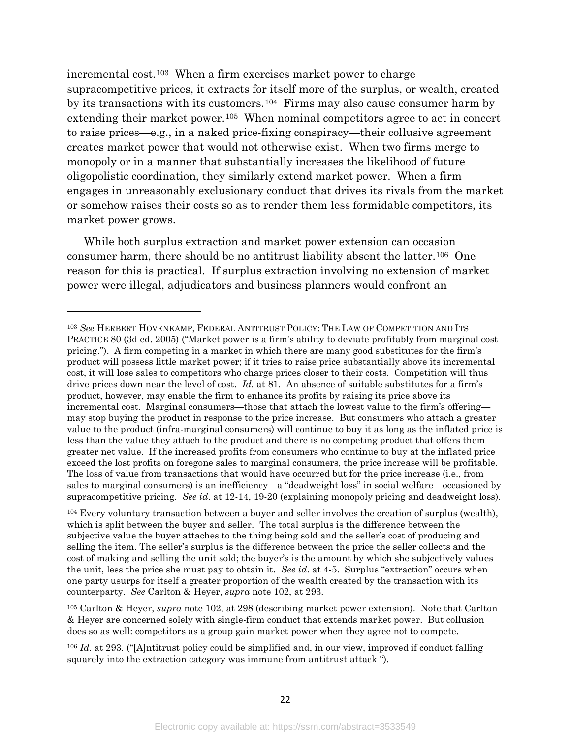incremental cost.[103] When a firm exercises market power to charge supracompetitive prices, it extracts for itself more of the surplus, or wealth, created by its transactions with its customers.[104] Firms may also cause consumer harm by extending their market power.[105] When nominal competitors agree to act in concert to raise prices—e.g., in a naked price-fixing conspiracy—their collusive agreement creates market power that would not otherwise exist. When two firms merge to monopoly or in a manner that substantially increases the likelihood of future oligopolistic coordination, they similarly extend market power. When a firm engages in unreasonably exclusionary conduct that drives its rivals from the market or somehow raises their costs so as to render them less formidable competitors, its market power grows.

While both surplus extraction and market power extension can occasion consumer harm, there should be no antitrust liability absent the latter.[106] One reason for this is practical. If surplus extraction involving no extension of market power were illegal, adjudicators and business planners would confront an

---

[103] *See* HERBERT HOVENKAMP, FEDERAL ANTITRUST POLICY: THE LAW OF COMPETITION AND ITS PRACTICE 80 (3d ed. 2005) ("Market power is a firm's ability to deviate profitably from marginal cost pricing."). A firm competing in a market in which there are many good substitutes for the firm's product will possess little market power; if it tries to raise price substantially above its incremental cost, it will lose sales to competitors who charge prices closer to their costs. Competition will thus drive prices down near the level of cost. *Id.* at 81. An absence of suitable substitutes for a firm's product, however, may enable the firm to enhance its profits by raising its price above its incremental cost. Marginal consumers—those that attach the lowest value to the firm's offering—may stop buying the product in response to the price increase. But consumers who attach a greater value to the product (infra-marginal consumers) will continue to buy it as long as the inflated price is less than the value they attach to the product and there is no competing product that offers them greater net value. If the increased profits from consumers who continue to buy at the inflated price exceed the lost profits on foregone sales to marginal consumers, the price increase will be profitable. The loss of value from transactions that would have occurred but for the price increase (i.e., from sales to marginal consumers) is an inefficiency—a "deadweight loss" in social welfare—occasioned by supracompetitive pricing. *See id*. at 12-14, 19-20 (explaining monopoly pricing and deadweight loss).

[104] Every voluntary transaction between a buyer and seller involves the creation of surplus (wealth), which is split between the buyer and seller. The total surplus is the difference between the subjective value the buyer attaches to the thing being sold and the seller's cost of producing and selling the item. The seller's surplus is the difference between the price the seller collects and the cost of making and selling the unit sold; the buyer's is the amount by which she subjectively values the unit, less the price she must pay to obtain it. *See id*. at 4-5. Surplus "extraction" occurs when one party usurps for itself a greater proportion of the wealth created by the transaction with its counterparty. *See* Carlton & Heyer, *supra* note 102, at 293.

[105] Carlton & Heyer, *supra* note 102, at 298 (describing market power extension). Note that Carlton & Heyer are concerned solely with single-firm conduct that extends market power. But collusion does so as well: competitors as a group gain market power when they agree not to compete.

[106] *Id*. at 293. ("[A]ntitrust policy could be simplified and, in our view, improved if conduct falling squarely into the extraction category was immune from antitrust attack ").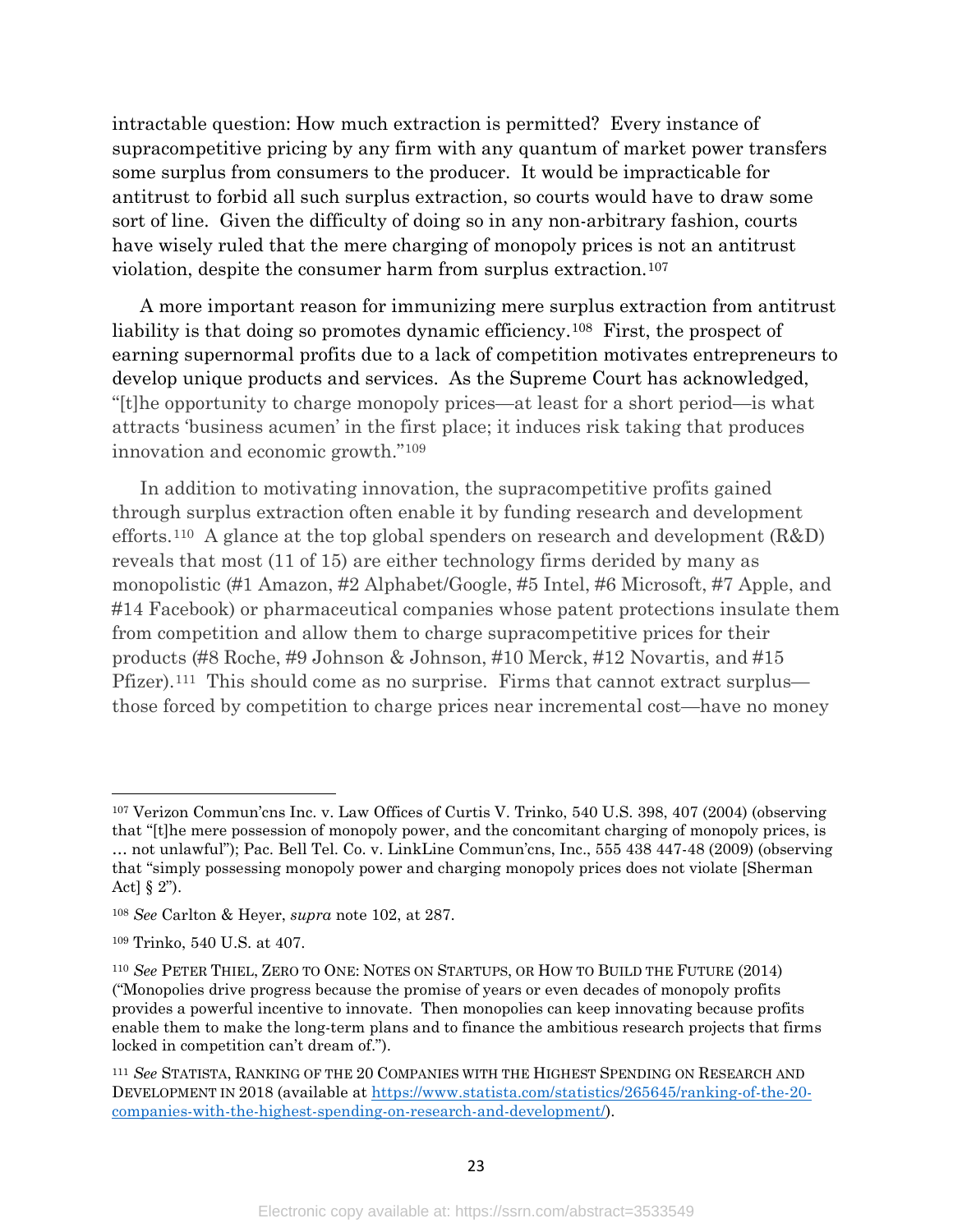intractable question: How much extraction is permitted? Every instance of supracompetitive pricing by any firm with any quantum of market power transfers some surplus from consumers to the producer. It would be impracticable for antitrust to forbid all such surplus extraction, so courts would have to draw some sort of line. Given the difficulty of doing so in any non-arbitrary fashion, courts have wisely ruled that the mere charging of monopoly prices is not an antitrust violation, despite the consumer harm from surplus extraction.[107]

A more important reason for immunizing mere surplus extraction from antitrust liability is that doing so promotes dynamic efficiency.[108] First, the prospect of earning supernormal profits due to a lack of competition motivates entrepreneurs to develop unique products and services. As the Supreme Court has acknowledged, "[t]he opportunity to charge monopoly prices—at least for a short period—is what attracts 'business acumen' in the first place; it induces risk taking that produces innovation and economic growth."[109]

In addition to motivating innovation, the supracompetitive profits gained through surplus extraction often enable it by funding research and development efforts.[110] A glance at the top global spenders on research and development (R&D) reveals that most (11 of 15) are either technology firms derided by many as monopolistic (#1 Amazon, #2 Alphabet/Google, #5 Intel, #6 Microsoft, #7 Apple, and #14 Facebook) or pharmaceutical companies whose patent protections insulate them from competition and allow them to charge supracompetitive prices for their products (#8 Roche, #9 Johnson & Johnson, #10 Merck, #12 Novartis, and #15 Pfizer).[111] This should come as no surprise. Firms that cannot extract surplus—those forced by competition to charge prices near incremental cost—have no money

---

[107] Verizon Commun'cns Inc. v. Law Offices of Curtis V. Trinko, 540 U.S. 398, 407 (2004) (observing that "[t]he mere possession of monopoly power, and the concomitant charging of monopoly prices, is … not unlawful"); Pac. Bell Tel. Co. v. LinkLine Commun'cns, Inc., 555 438 447-48 (2009) (observing that "simply possessing monopoly power and charging monopoly prices does not violate [Sherman Act] § 2").

[108] *See* Carlton & Heyer, *supra* note 102, at 287.

[109] Trinko, 540 U.S. at 407.

[110] *See* PETER THIEL, ZERO TO ONE: NOTES ON STARTUPS, OR HOW TO BUILD THE FUTURE (2014) ("Monopolies drive progress because the promise of years or even decades of monopoly profits provides a powerful incentive to innovate. Then monopolies can keep innovating because profits enable them to make the long-term plans and to finance the ambitious research projects that firms locked in competition can't dream of.").

[111] *See* STATISTA, RANKING OF THE 20 COMPANIES WITH THE HIGHEST SPENDING ON RESEARCH AND DEVELOPMENT IN 2018 (available at https://www.statista.com/statistics/265645/ranking-of-the-20-companies-with-the-highest-spending-on-research-and-development/).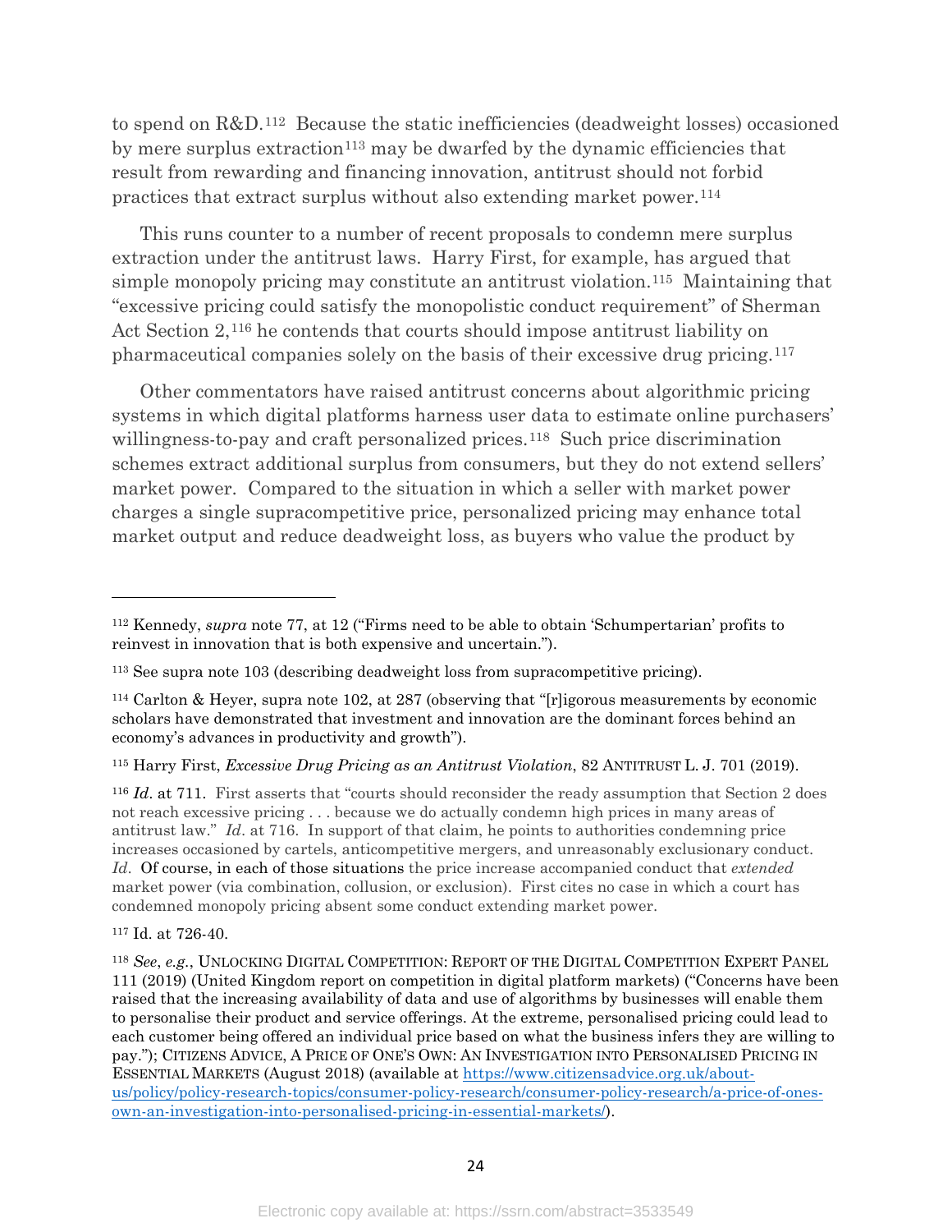to spend on R&D.[112] Because the static inefficiencies (deadweight losses) occasioned by mere surplus extraction[113] may be dwarfed by the dynamic efficiencies that result from rewarding and financing innovation, antitrust should not forbid practices that extract surplus without also extending market power.[114]

This runs counter to a number of recent proposals to condemn mere surplus extraction under the antitrust laws. Harry First, for example, has argued that simple monopoly pricing may constitute an antitrust violation.[115] Maintaining that "excessive pricing could satisfy the monopolistic conduct requirement" of Sherman Act Section 2,[116] he contends that courts should impose antitrust liability on pharmaceutical companies solely on the basis of their excessive drug pricing.[117]

Other commentators have raised antitrust concerns about algorithmic pricing systems in which digital platforms harness user data to estimate online purchasers' willingness-to-pay and craft personalized prices.[118] Such price discrimination schemes extract additional surplus from consumers, but they do not extend sellers' market power. Compared to the situation in which a seller with market power charges a single supracompetitive price, personalized pricing may enhance total market output and reduce deadweight loss, as buyers who value the product by

---

[112] Kennedy, *supra* note 77, at 12 ("Firms need to be able to obtain 'Schumpertarian' profits to reinvest in innovation that is both expensive and uncertain.").

[113] See supra note 103 (describing deadweight loss from supracompetitive pricing).

[114] Carlton & Heyer, supra note 102, at 287 (observing that "[r]igorous measurements by economic scholars have demonstrated that investment and innovation are the dominant forces behind an economy's advances in productivity and growth").

[115] Harry First, *Excessive Drug Pricing as an Antitrust Violation*, 82 ANTITRUST L. J. 701 (2019).

[116] *Id.* at 711. First asserts that "courts should reconsider the ready assumption that Section 2 does not reach excessive pricing . . . because we do actually condemn high prices in many areas of antitrust law." *Id*. at 716. In support of that claim, he points to authorities condemning price increases occasioned by cartels, anticompetitive mergers, and unreasonably exclusionary conduct. *Id*. Of course, in each of those situations the price increase accompanied conduct that *extended* market power (via combination, collusion, or exclusion). First cites no case in which a court has condemned monopoly pricing absent some conduct extending market power.

[117] Id. at 726-40.

[118] *See*, *e.g.*, UNLOCKING DIGITAL COMPETITION: REPORT OF THE DIGITAL COMPETITION EXPERT PANEL 111 (2019) (United Kingdom report on competition in digital platform markets) ("Concerns have been raised that the increasing availability of data and use of algorithms by businesses will enable them to personalise their product and service offerings. At the extreme, personalised pricing could lead to each customer being offered an individual price based on what the business infers they are willing to pay."); CITIZENS ADVICE, A PRICE OF ONE'S OWN: AN INVESTIGATION INTO PERSONALISED PRICING IN ESSENTIAL MARKETS (August 2018) (available at [https://www.citizensadvice.org.uk/about-us/policy/policy-research-topics/consumer-policy-research/consumer-policy-research/a-price-of-ones-own-an-investigation-into-personalised-pricing-in-essential-markets/](https://www.citizensadvice.org.uk/about-us/policy/policy-research-topics/consumer-policy-research/consumer-policy-research/a-price-of-ones-own-an-investigation-into-personalised-pricing-in-essential-markets/)).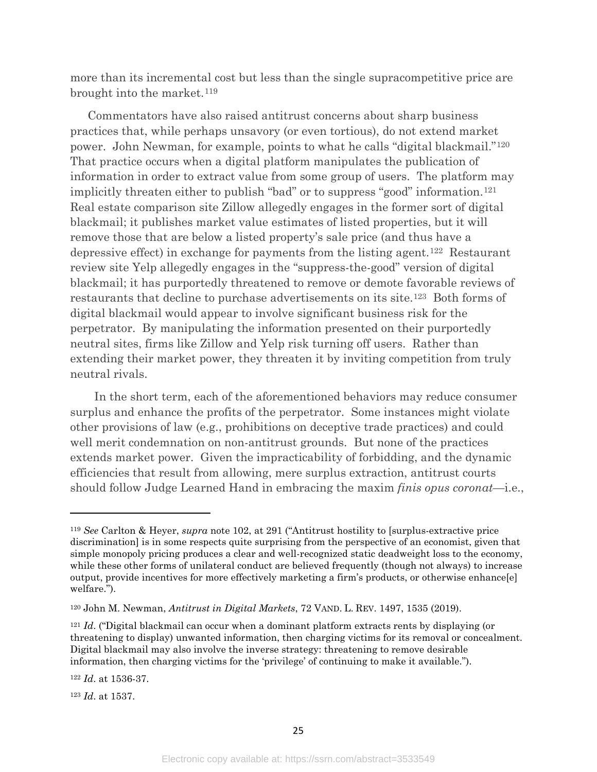more than its incremental cost but less than the single supracompetitive price are brought into the market.[119]

Commentators have also raised antitrust concerns about sharp business practices that, while perhaps unsavory (or even tortious), do not extend market power. John Newman, for example, points to what he calls "digital blackmail."[120] That practice occurs when a digital platform manipulates the publication of information in order to extract value from some group of users. The platform may implicitly threaten either to publish "bad" or to suppress "good" information.[121] Real estate comparison site Zillow allegedly engages in the former sort of digital blackmail; it publishes market value estimates of listed properties, but it will remove those that are below a listed property's sale price (and thus have a depressive effect) in exchange for payments from the listing agent.[122] Restaurant review site Yelp allegedly engages in the "suppress-the-good" version of digital blackmail; it has purportedly threatened to remove or demote favorable reviews of restaurants that decline to purchase advertisements on its site.[123] Both forms of digital blackmail would appear to involve significant business risk for the perpetrator. By manipulating the information presented on their purportedly neutral sites, firms like Zillow and Yelp risk turning off users. Rather than extending their market power, they threaten it by inviting competition from truly neutral rivals.

In the short term, each of the aforementioned behaviors may reduce consumer surplus and enhance the profits of the perpetrator. Some instances might violate other provisions of law (e.g., prohibitions on deceptive trade practices) and could well merit condemnation on non-antitrust grounds. But none of the practices extends market power. Given the impracticability of forbidding, and the dynamic efficiencies that result from allowing, mere surplus extraction, antitrust courts should follow Judge Learned Hand in embracing the maxim *finis opus coronat*—i.e.,

---

[119] *See* Carlton & Heyer, *supra* note 102, at 291 ("Antitrust hostility to [surplus-extractive price discrimination] is in some respects quite surprising from the perspective of an economist, given that simple monopoly pricing produces a clear and well-recognized static deadweight loss to the economy, while these other forms of unilateral conduct are believed frequently (though not always) to increase output, provide incentives for more effectively marketing a firm's products, or otherwise enhance[e] welfare.").

[120] John M. Newman, *Antitrust in Digital Markets*, 72 VAND. L. REV. 1497, 1535 (2019).

[121] *Id*. ("Digital blackmail can occur when a dominant platform extracts rents by displaying (or threatening to display) unwanted information, then charging victims for its removal or concealment. Digital blackmail may also involve the inverse strategy: threatening to remove desirable information, then charging victims for the 'privilege' of continuing to make it available.").

[122] *Id*. at 1536-37.

[123] *Id*. at 1537.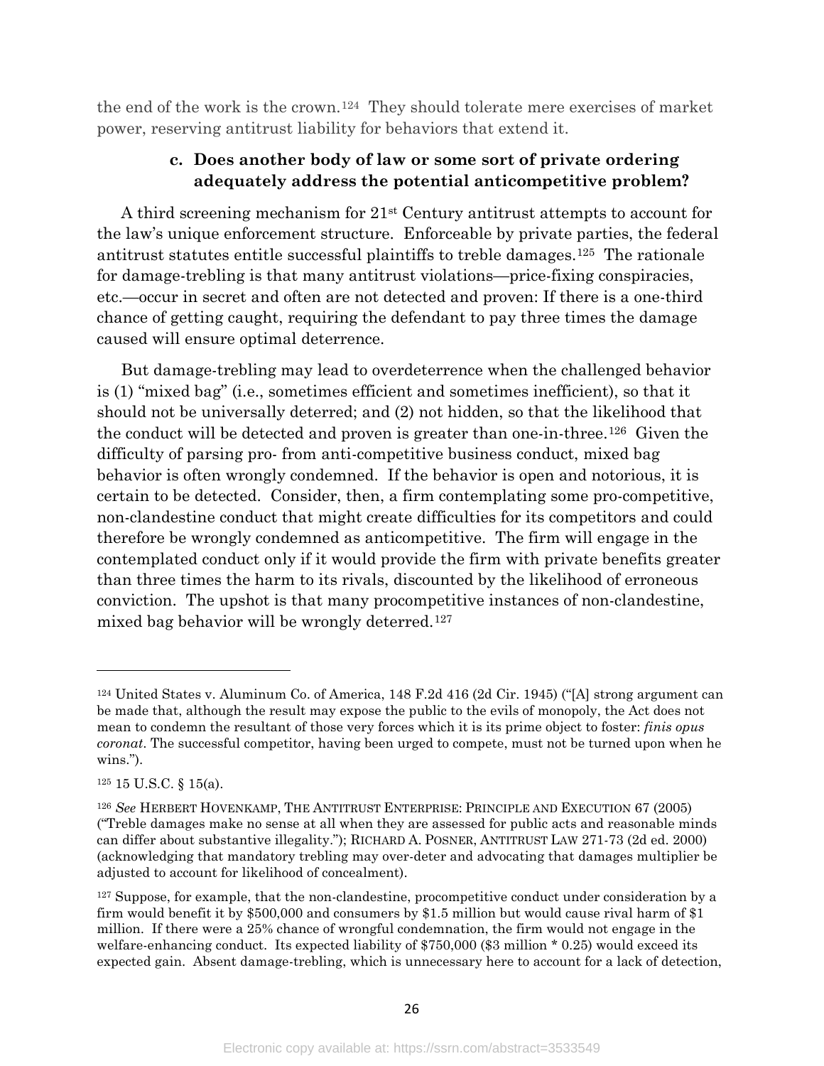the end of the work is the crown.[124] They should tolerate mere exercises of market power, reserving antitrust liability for behaviors that extend it.

#### c. Does another body of law or some sort of private ordering adequately address the potential anticompetitive problem?

A third screening mechanism for 21st Century antitrust attempts to account for the law's unique enforcement structure. Enforceable by private parties, the federal antitrust statutes entitle successful plaintiffs to treble damages.[125] The rationale for damage-trebling is that many antitrust violations—price-fixing conspiracies, etc.—occur in secret and often are not detected and proven: If there is a one-third chance of getting caught, requiring the defendant to pay three times the damage caused will ensure optimal deterrence.

But damage-trebling may lead to overdeterrence when the challenged behavior is (1) "mixed bag" (i.e., sometimes efficient and sometimes inefficient), so that it should not be universally deterred; and (2) not hidden, so that the likelihood that the conduct will be detected and proven is greater than one-in-three.[126] Given the difficulty of parsing pro- from anti-competitive business conduct, mixed bag behavior is often wrongly condemned. If the behavior is open and notorious, it is certain to be detected. Consider, then, a firm contemplating some pro-competitive, non-clandestine conduct that might create difficulties for its competitors and could therefore be wrongly condemned as anticompetitive. The firm will engage in the contemplated conduct only if it would provide the firm with private benefits greater than three times the harm to its rivals, discounted by the likelihood of erroneous conviction. The upshot is that many procompetitive instances of non-clandestine, mixed bag behavior will be wrongly deterred.[127]

---

[124] United States v. Aluminum Co. of America, 148 F.2d 416 (2d Cir. 1945) ("[A] strong argument can be made that, although the result may expose the public to the evils of monopoly, the Act does not mean to condemn the resultant of those very forces which it is its prime object to foster: *finis opus coronat*. The successful competitor, having been urged to compete, must not be turned upon when he wins.").

[125] 15 U.S.C. § 15(a).

[126] *See* HERBERT HOVENKAMP, THE ANTITRUST ENTERPRISE: PRINCIPLE AND EXECUTION 67 (2005) ("Treble damages make no sense at all when they are assessed for public acts and reasonable minds can differ about substantive illegality."); RICHARD A. POSNER, ANTITRUST LAW 271-73 (2d ed. 2000) (acknowledging that mandatory trebling may over-deter and advocating that damages multiplier be adjusted to account for likelihood of concealment).

[127] Suppose, for example, that the non-clandestine, procompetitive conduct under consideration by a firm would benefit it by $500,000 and consumers by $1.5 million but would cause rival harm of $1 million. If there were a 25% chance of wrongful condemnation, the firm would not engage in the welfare-enhancing conduct. Its expected liability of $750,000 ($3 million * 0.25) would exceed its expected gain. Absent damage-trebling, which is unnecessary here to account for a lack of detection,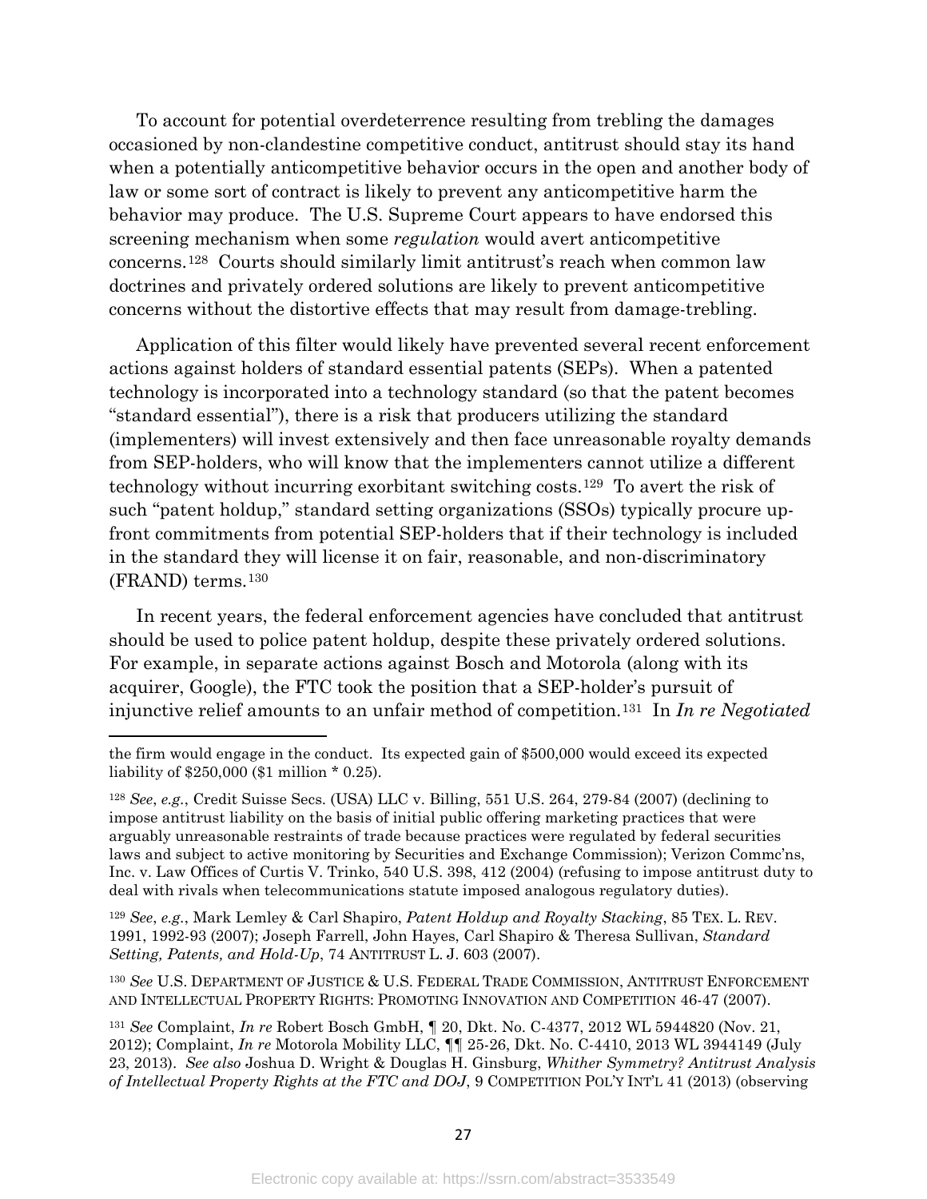To account for potential overdeterrence resulting from trebling the damages occasioned by non-clandestine competitive conduct, antitrust should stay its hand when a potentially anticompetitive behavior occurs in the open and another body of law or some sort of contract is likely to prevent any anticompetitive harm the behavior may produce. The U.S. Supreme Court appears to have endorsed this screening mechanism when some *regulation* would avert anticompetitive concerns.[128] Courts should similarly limit antitrust's reach when common law doctrines and privately ordered solutions are likely to prevent anticompetitive concerns without the distortive effects that may result from damage-trebling.

Application of this filter would likely have prevented several recent enforcement actions against holders of standard essential patents (SEPs). When a patented technology is incorporated into a technology standard (so that the patent becomes "standard essential"), there is a risk that producers utilizing the standard (implementers) will invest extensively and then face unreasonable royalty demands from SEP-holders, who will know that the implementers cannot utilize a different technology without incurring exorbitant switching costs.[129] To avert the risk of such "patent holdup," standard setting organizations (SSOs) typically procure up-front commitments from potential SEP-holders that if their technology is included in the standard they will license it on fair, reasonable, and non-discriminatory (FRAND) terms.[130]

In recent years, the federal enforcement agencies have concluded that antitrust should be used to police patent holdup, despite these privately ordered solutions. For example, in separate actions against Bosch and Motorola (along with its acquirer, Google), the FTC took the position that a SEP-holder's pursuit of injunctive relief amounts to an unfair method of competition.[131] In *In re Negotiated*

---

the firm would engage in the conduct. Its expected gain of $500,000 would exceed its expected liability of $250,000 ($1 million * 0.25).

[128] *See*, *e.g.*, Credit Suisse Secs. (USA) LLC v. Billing, 551 U.S. 264, 279-84 (2007) (declining to impose antitrust liability on the basis of initial public offering marketing practices that were arguably unreasonable restraints of trade because practices were regulated by federal securities laws and subject to active monitoring by Securities and Exchange Commission); Verizon Commc'ns, Inc. v. Law Offices of Curtis V. Trinko, 540 U.S. 398, 412 (2004) (refusing to impose antitrust duty to deal with rivals when telecommunications statute imposed analogous regulatory duties).

[129] *See*, *e.g.*, Mark Lemley & Carl Shapiro, *Patent Holdup and Royalty Stacking*, 85 TEX. L. REV. 1991, 1992-93 (2007); Joseph Farrell, John Hayes, Carl Shapiro & Theresa Sullivan, *Standard Setting, Patents, and Hold-Up*, 74 ANTITRUST L. J. 603 (2007).

[130] *See* U.S. DEPARTMENT OF JUSTICE & U.S. FEDERAL TRADE COMMISSION, ANTITRUST ENFORCEMENT AND INTELLECTUAL PROPERTY RIGHTS: PROMOTING INNOVATION AND COMPETITION 46-47 (2007).

[131] *See* Complaint, *In re* Robert Bosch GmbH, ¶ 20, Dkt. No. C-4377, 2012 WL 5944820 (Nov. 21, 2012); Complaint, *In re* Motorola Mobility LLC, ¶¶ 25-26, Dkt. No. C-4410, 2013 WL 3944149 (July 23, 2013). *See also* Joshua D. Wright & Douglas H. Ginsburg, *Whither Symmetry? Antitrust Analysis of Intellectual Property Rights at the FTC and DOJ*, 9 COMPETITION POL'Y INT'L 41 (2013) (observing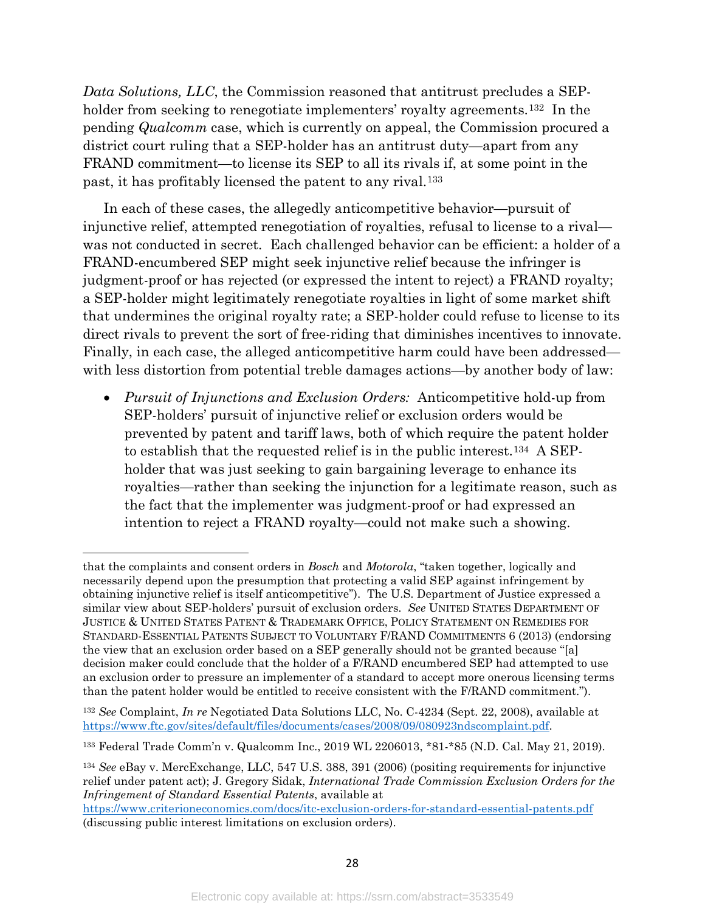*Data Solutions, LLC*, the Commission reasoned that antitrust precludes a SEP-holder from seeking to renegotiate implementers' royalty agreements.[132] In the pending *Qualcomm* case, which is currently on appeal, the Commission procured a district court ruling that a SEP-holder has an antitrust duty—apart from any FRAND commitment—to license its SEP to all its rivals if, at some point in the past, it has profitably licensed the patent to any rival.[133]

In each of these cases, the allegedly anticompetitive behavior—pursuit of injunctive relief, attempted renegotiation of royalties, refusal to license to a rival—was not conducted in secret. Each challenged behavior can be efficient: a holder of a FRAND-encumbered SEP might seek injunctive relief because the infringer is judgment-proof or has rejected (or expressed the intent to reject) a FRAND royalty; a SEP-holder might legitimately renegotiate royalties in light of some market shift that undermines the original royalty rate; a SEP-holder could refuse to license to its direct rivals to prevent the sort of free-riding that diminishes incentives to innovate. Finally, in each case, the alleged anticompetitive harm could have been addressed—with less distortion from potential treble damages actions—by another body of law:

- *Pursuit of Injunctions and Exclusion Orders:* Anticompetitive hold-up from SEP-holders' pursuit of injunctive relief or exclusion orders would be prevented by patent and tariff laws, both of which require the patent holder to establish that the requested relief is in the public interest.[134] A SEP-holder that was just seeking to gain bargaining leverage to enhance its royalties—rather than seeking the injunction for a legitimate reason, such as the fact that the implementer was judgment-proof or had expressed an intention to reject a FRAND royalty—could not make such a showing.

---

that the complaints and consent orders in *Bosch* and *Motorola*, "taken together, logically and necessarily depend upon the presumption that protecting a valid SEP against infringement by obtaining injunctive relief is itself anticompetitive"). The U.S. Department of Justice expressed a similar view about SEP-holders' pursuit of exclusion orders. *See* UNITED STATES DEPARTMENT OF JUSTICE & UNITED STATES PATENT & TRADEMARK OFFICE, POLICY STATEMENT ON REMEDIES FOR STANDARD-ESSENTIAL PATENTS SUBJECT TO VOLUNTARY F/RAND COMMITMENTS 6 (2013) (endorsing the view that an exclusion order based on a SEP generally should not be granted because "[a] decision maker could conclude that the holder of a F/RAND encumbered SEP had attempted to use an exclusion order to pressure an implementer of a standard to accept more onerous licensing terms than the patent holder would be entitled to receive consistent with the F/RAND commitment.").

[132] *See* Complaint, *In re* Negotiated Data Solutions LLC, No. C-4234 (Sept. 22, 2008), available at https://www.ftc.gov/sites/default/files/documents/cases/2008/09/080923ndscomplaint.pdf.

[133] Federal Trade Comm'n v. Qualcomm Inc., 2019 WL 2206013, *81-*85 (N.D. Cal. May 21, 2019).

[134] *See* eBay v. MercExchange, LLC, 547 U.S. 388, 391 (2006) (positing requirements for injunctive relief under patent act); J. Gregory Sidak, *International Trade Commission Exclusion Orders for the Infringement of Standard Essential Patents*, available at https://www.criterioneconomics.com/docs/itc-exclusion-orders-for-standard-essential-patents.pdf (discussing public interest limitations on exclusion orders).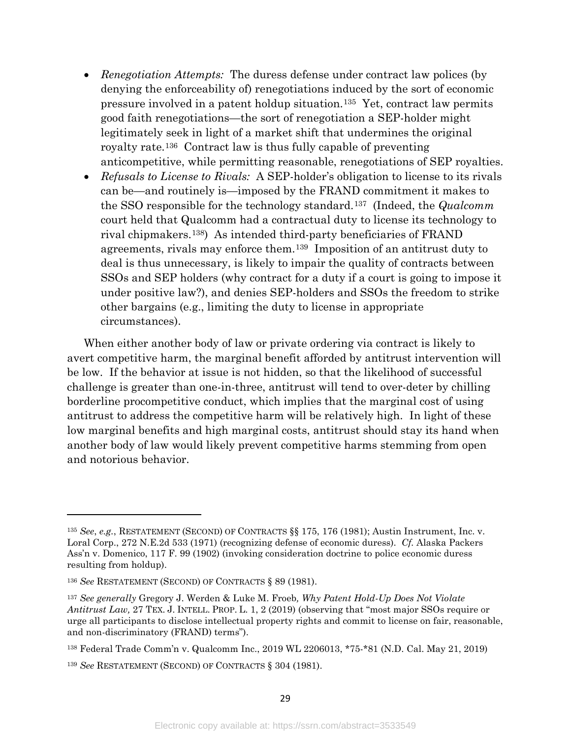- *Renegotiation Attempts:* The duress defense under contract law polices (by denying the enforceability of) renegotiations induced by the sort of economic pressure involved in a patent holdup situation.[135] Yet, contract law permits good faith renegotiations—the sort of renegotiation a SEP-holder might legitimately seek in light of a market shift that undermines the original royalty rate.[136] Contract law is thus fully capable of preventing anticompetitive, while permitting reasonable, renegotiations of SEP royalties.
- *Refusals to License to Rivals:* A SEP-holder's obligation to license to its rivals can be—and routinely is—imposed by the FRAND commitment it makes to the SSO responsible for the technology standard.[137] (Indeed, the *Qualcomm* court held that Qualcomm had a contractual duty to license its technology to rival chipmakers.[138]) As intended third-party beneficiaries of FRAND agreements, rivals may enforce them.[139] Imposition of an antitrust duty to deal is thus unnecessary, is likely to impair the quality of contracts between SSOs and SEP holders (why contract for a duty if a court is going to impose it under positive law?), and denies SEP-holders and SSOs the freedom to strike other bargains (e.g., limiting the duty to license in appropriate circumstances).

When either another body of law or private ordering via contract is likely to avert competitive harm, the marginal benefit afforded by antitrust intervention will be low. If the behavior at issue is not hidden, so that the likelihood of successful challenge is greater than one-in-three, antitrust will tend to over-deter by chilling borderline procompetitive conduct, which implies that the marginal cost of using antitrust to address the competitive harm will be relatively high. In light of these low marginal benefits and high marginal costs, antitrust should stay its hand when another body of law would likely prevent competitive harms stemming from open and notorious behavior.

---

[135] *See*, *e.g.*, RESTATEMENT (SECOND) OF CONTRACTS §§ 175, 176 (1981); Austin Instrument, Inc. v. Loral Corp., 272 N.E.2d 533 (1971) (recognizing defense of economic duress). *Cf.* Alaska Packers Ass'n v. Domenico, 117 F. 99 (1902) (invoking consideration doctrine to police economic duress resulting from holdup).

[136] *See* RESTATEMENT (SECOND) OF CONTRACTS § 89 (1981).

[137] *See generally* Gregory J. Werden & Luke M. Froeb*, Why Patent Hold-Up Does Not Violate Antitrust Law,* 27 TEX. J. INTELL. PROP. L. 1, 2 (2019) (observing that "most major SSOs require or urge all participants to disclose intellectual property rights and commit to license on fair, reasonable, and non-discriminatory (FRAND) terms").

[138] Federal Trade Comm'n v. Qualcomm Inc., 2019 WL 2206013, *75-*81 (N.D. Cal. May 21, 2019)

[139] *See* RESTATEMENT (SECOND) OF CONTRACTS § 304 (1981).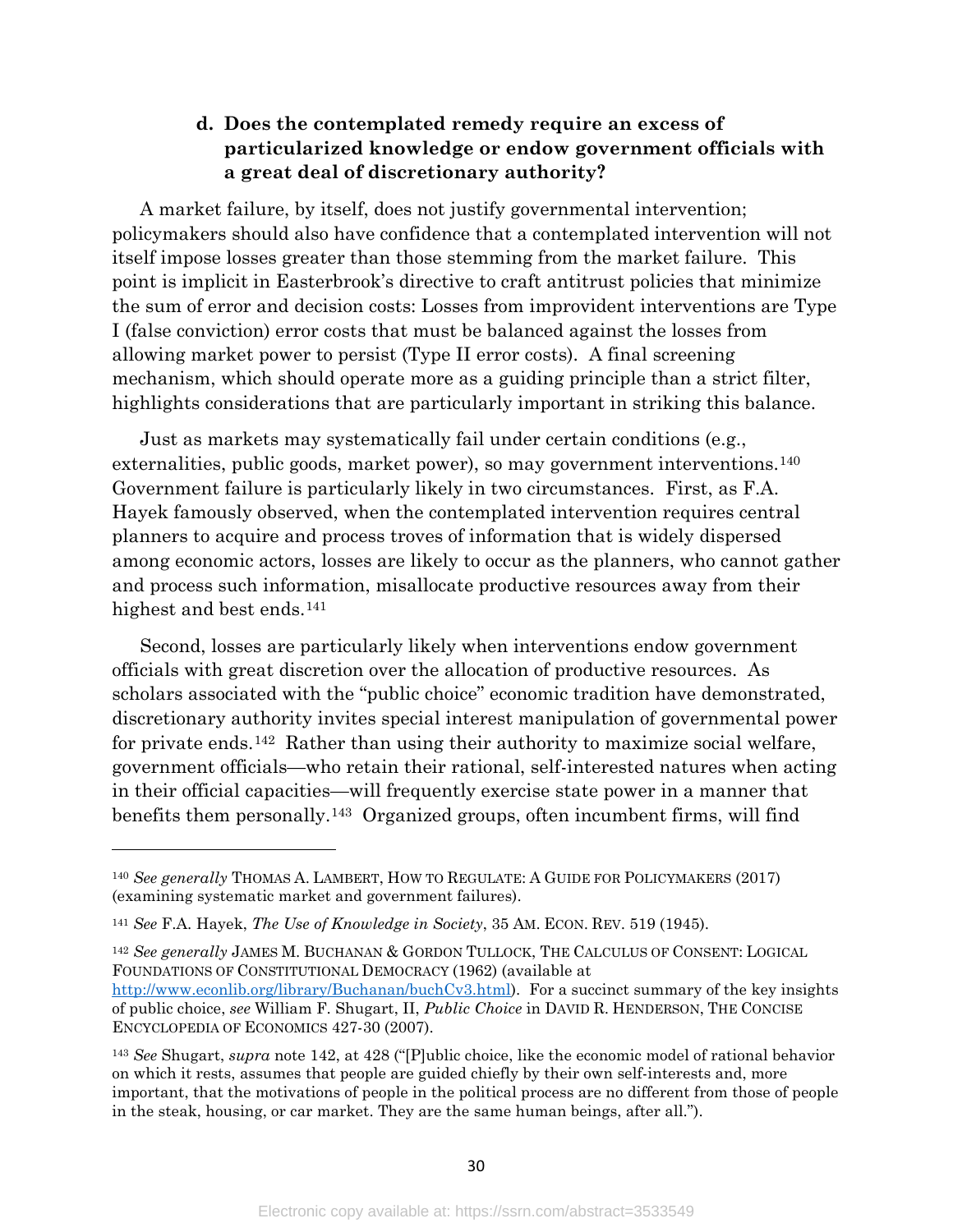#### d. Does the contemplated remedy require an excess of particularized knowledge or endow government officials with a great deal of discretionary authority?

A market failure, by itself, does not justify governmental intervention; policymakers should also have confidence that a contemplated intervention will not itself impose losses greater than those stemming from the market failure. This point is implicit in Easterbrook's directive to craft antitrust policies that minimize the sum of error and decision costs: Losses from improvident interventions are Type I (false conviction) error costs that must be balanced against the losses from allowing market power to persist (Type II error costs). A final screening mechanism, which should operate more as a guiding principle than a strict filter, highlights considerations that are particularly important in striking this balance.

Just as markets may systematically fail under certain conditions (e.g., externalities, public goods, market power), so may government interventions.[140] Government failure is particularly likely in two circumstances. First, as F.A. Hayek famously observed, when the contemplated intervention requires central planners to acquire and process troves of information that is widely dispersed among economic actors, losses are likely to occur as the planners, who cannot gather and process such information, misallocate productive resources away from their highest and best ends.[141]

Second, losses are particularly likely when interventions endow government officials with great discretion over the allocation of productive resources. As scholars associated with the "public choice" economic tradition have demonstrated, discretionary authority invites special interest manipulation of governmental power for private ends.[142] Rather than using their authority to maximize social welfare, government officials—who retain their rational, self-interested natures when acting in their official capacities—will frequently exercise state power in a manner that benefits them personally.[143] Organized groups, often incumbent firms, will find

---

[140] *See generally* THOMAS A. LAMBERT, HOW TO REGULATE: A GUIDE FOR POLICYMAKERS (2017) (examining systematic market and government failures).

[141] *See* F.A. Hayek, *The Use of Knowledge in Society*, 35 AM. ECON. REV. 519 (1945).

[142] *See generally* JAMES M. BUCHANAN & GORDON TULLOCK, THE CALCULUS OF CONSENT: LOGICAL FOUNDATIONS OF CONSTITUTIONAL DEMOCRACY (1962) (available at http://www.econlib.org/library/Buchanan/buchCv3.html). For a succinct summary of the key insights of public choice, *see* William F. Shugart, II, *Public Choice* in DAVID R. HENDERSON, THE CONCISE ENCYCLOPEDIA OF ECONOMICS 427-30 (2007).

[143] *See* Shugart, *supra* note 142, at 428 ("[P]ublic choice, like the economic model of rational behavior on which it rests, assumes that people are guided chiefly by their own self-interests and, more important, that the motivations of people in the political process are no different from those of people in the steak, housing, or car market. They are the same human beings, after all.").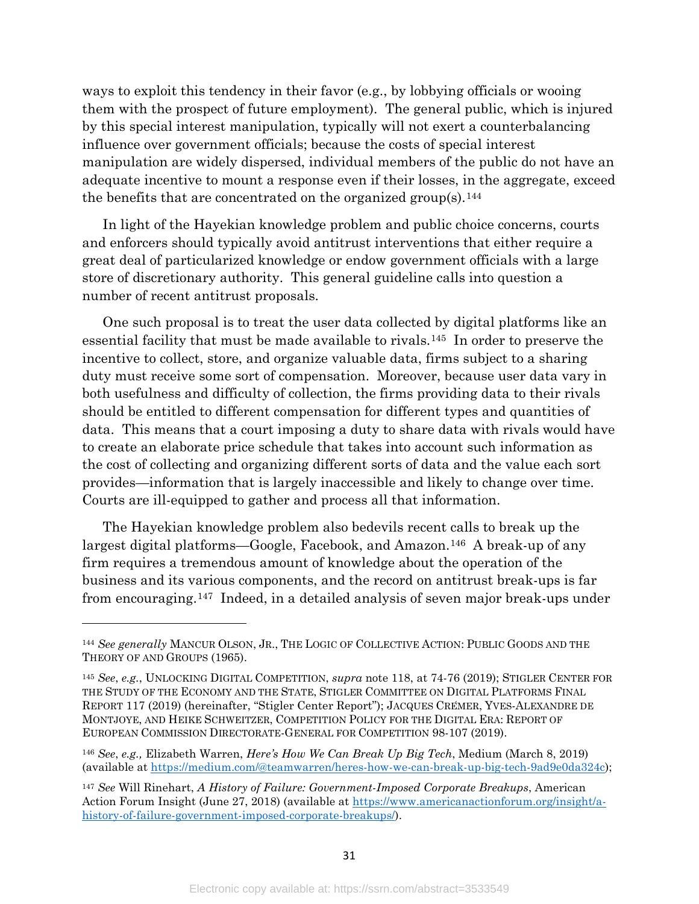ways to exploit this tendency in their favor (e.g., by lobbying officials or wooing them with the prospect of future employment). The general public, which is injured by this special interest manipulation, typically will not exert a counterbalancing influence over government officials; because the costs of special interest manipulation are widely dispersed, individual members of the public do not have an adequate incentive to mount a response even if their losses, in the aggregate, exceed the benefits that are concentrated on the organized group(s).[144]

In light of the Hayekian knowledge problem and public choice concerns, courts and enforcers should typically avoid antitrust interventions that either require a great deal of particularized knowledge or endow government officials with a large store of discretionary authority. This general guideline calls into question a number of recent antitrust proposals.

One such proposal is to treat the user data collected by digital platforms like an essential facility that must be made available to rivals.[145] In order to preserve the incentive to collect, store, and organize valuable data, firms subject to a sharing duty must receive some sort of compensation. Moreover, because user data vary in both usefulness and difficulty of collection, the firms providing data to their rivals should be entitled to different compensation for different types and quantities of data. This means that a court imposing a duty to share data with rivals would have to create an elaborate price schedule that takes into account such information as the cost of collecting and organizing different sorts of data and the value each sort provides—information that is largely inaccessible and likely to change over time. Courts are ill-equipped to gather and process all that information.

The Hayekian knowledge problem also bedevils recent calls to break up the largest digital platforms—Google, Facebook, and Amazon.[146] A break-up of any firm requires a tremendous amount of knowledge about the operation of the business and its various components, and the record on antitrust break-ups is far from encouraging.[147] Indeed, in a detailed analysis of seven major break-ups under

---

[144] *See generally* MANCUR OLSON, JR., THE LOGIC OF COLLECTIVE ACTION: PUBLIC GOODS AND THE THEORY OF AND GROUPS (1965).

[145] *See*, *e.g.*, UNLOCKING DIGITAL COMPETITION, *supra* note 118, at 74-76 (2019); STIGLER CENTER FOR THE STUDY OF THE ECONOMY AND THE STATE, STIGLER COMMITTEE ON DIGITAL PLATFORMS FINAL REPORT 117 (2019) (hereinafter, "Stigler Center Report"); JACQUES CRÉMER, YVES-ALEXANDRE DE MONTJOYE, AND HEIKE SCHWEITZER, COMPETITION POLICY FOR THE DIGITAL ERA: REPORT OF EUROPEAN COMMISSION DIRECTORATE-GENERAL FOR COMPETITION 98-107 (2019).

[146] *See*, *e.g.,* Elizabeth Warren, *Here's How We Can Break Up Big Tech*, Medium (March 8, 2019) (available at https://medium.com/@teamwarren/heres-how-we-can-break-up-big-tech-9ad9e0da324c);

[147] *See* Will Rinehart, *A History of Failure: Government-Imposed Corporate Breakups*, American Action Forum Insight (June 27, 2018) (available at https://www.americanactionforum.org/insight/a-history-of-failure-government-imposed-corporate-breakups/).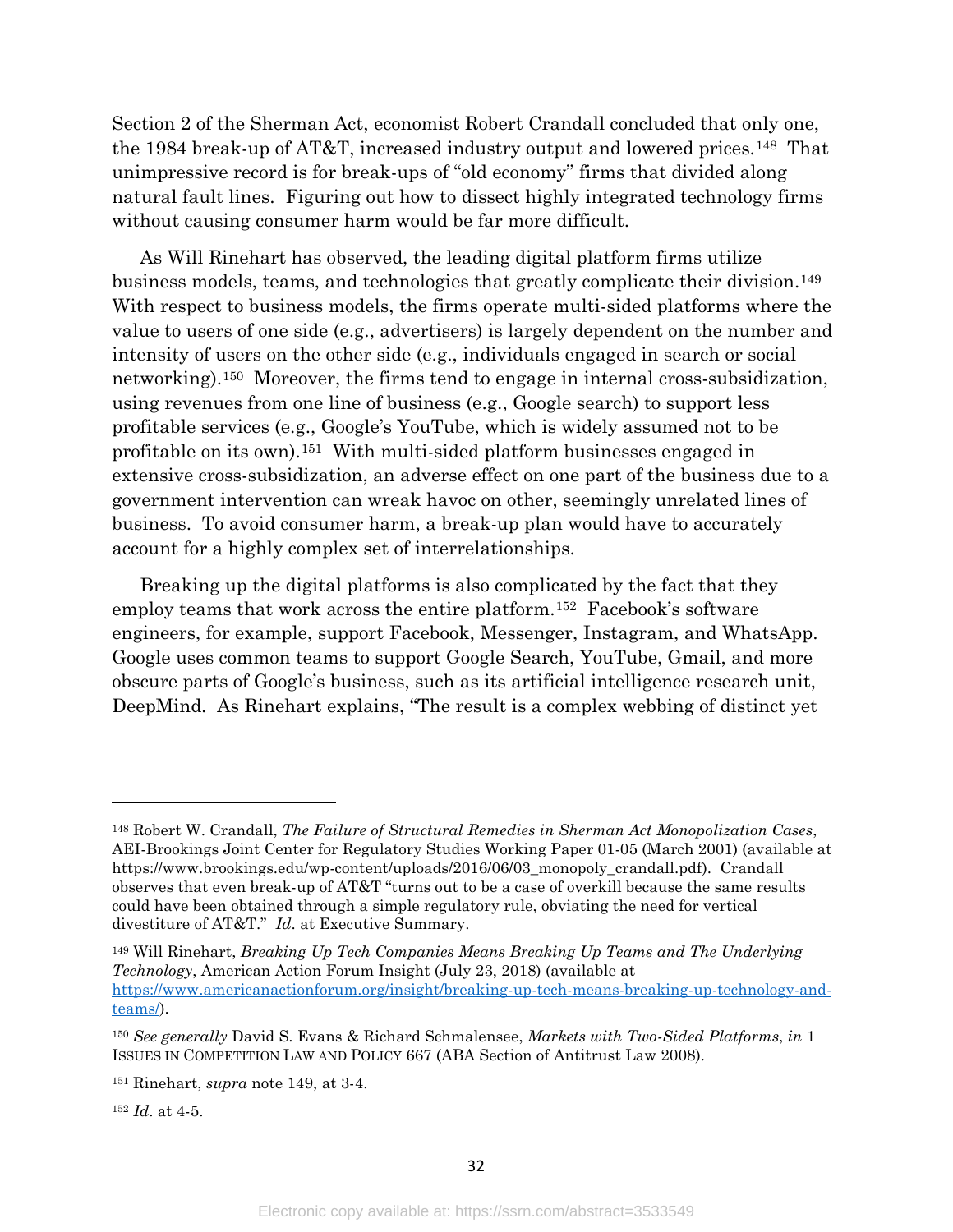Section 2 of the Sherman Act, economist Robert Crandall concluded that only one, the 1984 break-up of AT&T, increased industry output and lowered prices.[148] That unimpressive record is for break-ups of "old economy" firms that divided along natural fault lines. Figuring out how to dissect highly integrated technology firms without causing consumer harm would be far more difficult.

As Will Rinehart has observed, the leading digital platform firms utilize business models, teams, and technologies that greatly complicate their division.[149] With respect to business models, the firms operate multi-sided platforms where the value to users of one side (e.g., advertisers) is largely dependent on the number and intensity of users on the other side (e.g., individuals engaged in search or social networking).[150] Moreover, the firms tend to engage in internal cross-subsidization, using revenues from one line of business (e.g., Google search) to support less profitable services (e.g., Google's YouTube, which is widely assumed not to be profitable on its own).[151] With multi-sided platform businesses engaged in extensive cross-subsidization, an adverse effect on one part of the business due to a government intervention can wreak havoc on other, seemingly unrelated lines of business. To avoid consumer harm, a break-up plan would have to accurately account for a highly complex set of interrelationships.

Breaking up the digital platforms is also complicated by the fact that they employ teams that work across the entire platform.[152] Facebook's software engineers, for example, support Facebook, Messenger, Instagram, and WhatsApp. Google uses common teams to support Google Search, YouTube, Gmail, and more obscure parts of Google's business, such as its artificial intelligence research unit, DeepMind. As Rinehart explains, "The result is a complex webbing of distinct yet

---

[148] Robert W. Crandall, *The Failure of Structural Remedies in Sherman Act Monopolization Cases*, AEI-Brookings Joint Center for Regulatory Studies Working Paper 01-05 (March 2001) (available at https://www.brookings.edu/wp-content/uploads/2016/06/03_monopoly_crandall.pdf). Crandall observes that even break-up of AT&T "turns out to be a case of overkill because the same results could have been obtained through a simple regulatory rule, obviating the need for vertical divestiture of AT&T." *Id.* at Executive Summary.

[149] Will Rinehart, *Breaking Up Tech Companies Means Breaking Up Teams and The Underlying Technology*, American Action Forum Insight (July 23, 2018) (available at https://www.americanactionforum.org/insight/breaking-up-tech-means-breaking-up-technology-and-teams/).

[150] *See generally* David S. Evans & Richard Schmalensee, *Markets with Two-Sided Platforms*, *in* 1 ISSUES IN COMPETITION LAW AND POLICY 667 (ABA Section of Antitrust Law 2008).

[151] Rinehart, *supra* note 149, at 3-4.

[152] *Id*. at 4-5.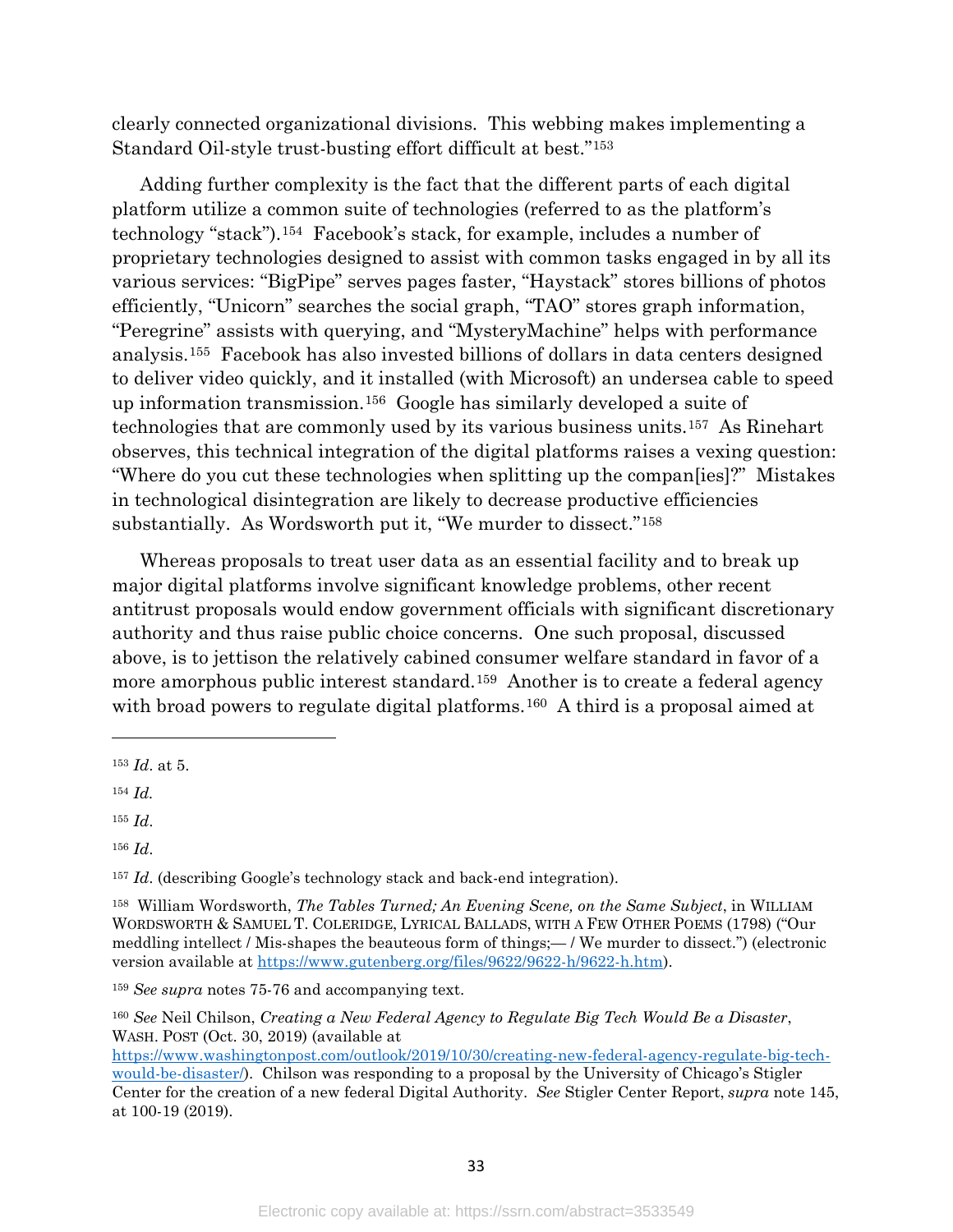clearly connected organizational divisions. This webbing makes implementing a Standard Oil-style trust-busting effort difficult at best."[153]

Adding further complexity is the fact that the different parts of each digital platform utilize a common suite of technologies (referred to as the platform's technology "stack").[154] Facebook's stack, for example, includes a number of proprietary technologies designed to assist with common tasks engaged in by all its various services: "BigPipe" serves pages faster, "Haystack" stores billions of photos efficiently, "Unicorn" searches the social graph, "TAO" stores graph information, "Peregrine" assists with querying, and "MysteryMachine" helps with performance analysis.[155] Facebook has also invested billions of dollars in data centers designed to deliver video quickly, and it installed (with Microsoft) an undersea cable to speed up information transmission.[156] Google has similarly developed a suite of technologies that are commonly used by its various business units.[157] As Rinehart observes, this technical integration of the digital platforms raises a vexing question: "Where do you cut these technologies when splitting up the compan[ies]?" Mistakes in technological disintegration are likely to decrease productive efficiencies substantially. As Wordsworth put it, "We murder to dissect."[158]

Whereas proposals to treat user data as an essential facility and to break up major digital platforms involve significant knowledge problems, other recent antitrust proposals would endow government officials with significant discretionary authority and thus raise public choice concerns. One such proposal, discussed above, is to jettison the relatively cabined consumer welfare standard in favor of a more amorphous public interest standard.[159] Another is to create a federal agency with broad powers to regulate digital platforms.[160] A third is a proposal aimed at

---

[153] *Id*. at 5.

[154] *Id.*

[155] *Id*.

[156] *Id*.

[157] *Id*. (describing Google's technology stack and back-end integration).

[158] William Wordsworth, *The Tables Turned; An Evening Scene, on the Same Subject*, in WILLIAM WORDSWORTH & SAMUEL T. COLERIDGE, LYRICAL BALLADS, WITH A FEW OTHER POEMS (1798) ("Our meddling intellect / Mis-shapes the beauteous form of things;— / We murder to dissect.") (electronic version available at https://www.gutenberg.org/files/9622/9622-h/9622-h.htm).

[159] *See supra* notes 75-76 and accompanying text.

[160] *See* Neil Chilson, *Creating a New Federal Agency to Regulate Big Tech Would Be a Disaster*, WASH. POST (Oct. 30, 2019) (available at https://www.washingtonpost.com/outlook/2019/10/30/creating-new-federal-agency-regulate-big-tech-would-be-disaster/). Chilson was responding to a proposal by the University of Chicago's Stigler Center for the creation of a new federal Digital Authority. *See* Stigler Center Report, *supra* note 145, at 100-19 (2019).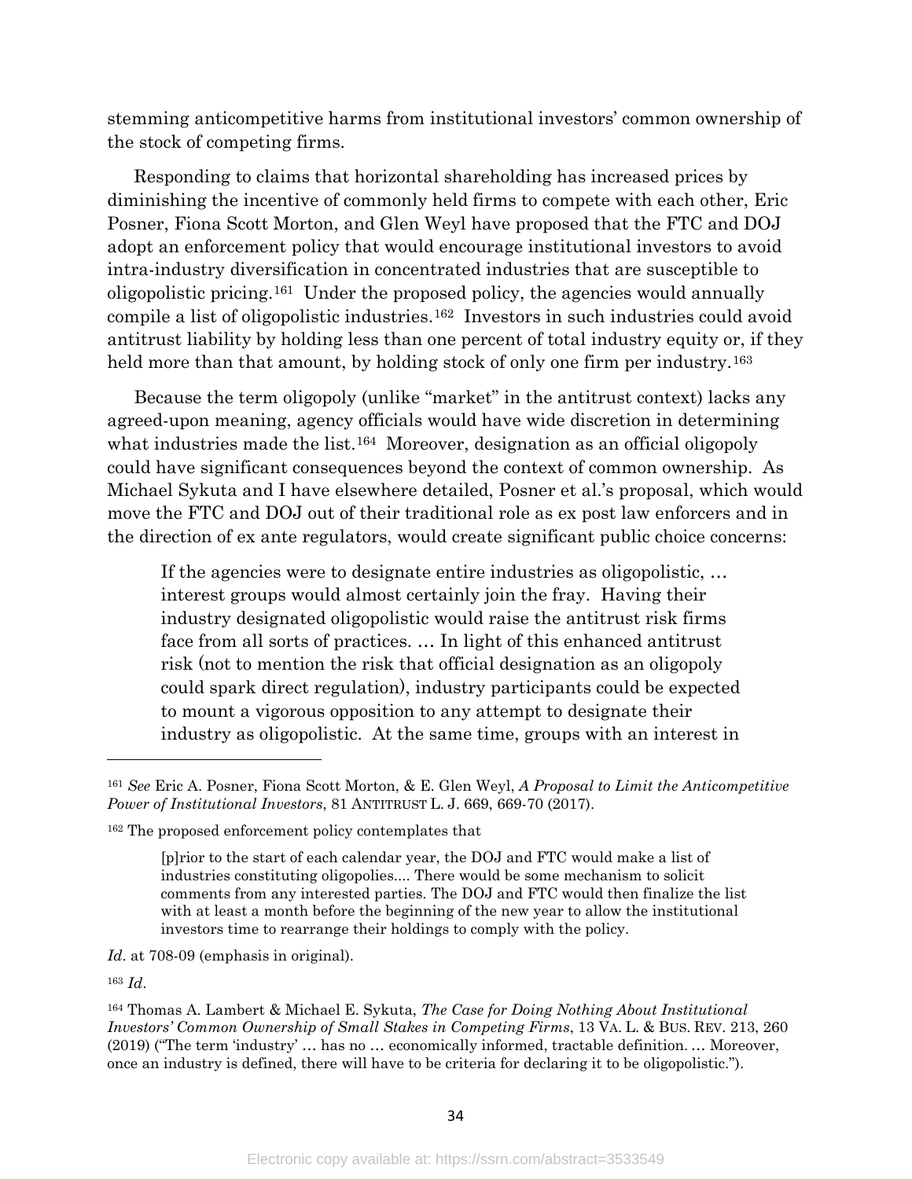stemming anticompetitive harms from institutional investors' common ownership of the stock of competing firms.

Responding to claims that horizontal shareholding has increased prices by diminishing the incentive of commonly held firms to compete with each other, Eric Posner, Fiona Scott Morton, and Glen Weyl have proposed that the FTC and DOJ adopt an enforcement policy that would encourage institutional investors to avoid intra-industry diversification in concentrated industries that are susceptible to oligopolistic pricing.[161] Under the proposed policy, the agencies would annually compile a list of oligopolistic industries.[162] Investors in such industries could avoid antitrust liability by holding less than one percent of total industry equity or, if they held more than that amount, by holding stock of only one firm per industry.[163]

Because the term oligopoly (unlike "market" in the antitrust context) lacks any agreed-upon meaning, agency officials would have wide discretion in determining what industries made the list.[164] Moreover, designation as an official oligopoly could have significant consequences beyond the context of common ownership. As Michael Sykuta and I have elsewhere detailed, Posner et al.'s proposal, which would move the FTC and DOJ out of their traditional role as ex post law enforcers and in the direction of ex ante regulators, would create significant public choice concerns:

> If the agencies were to designate entire industries as oligopolistic, … interest groups would almost certainly join the fray. Having their industry designated oligopolistic would raise the antitrust risk firms face from all sorts of practices. … In light of this enhanced antitrust risk (not to mention the risk that official designation as an oligopoly could spark direct regulation), industry participants could be expected to mount a vigorous opposition to any attempt to designate their industry as oligopolistic. At the same time, groups with an interest in

---

[161] *See* Eric A. Posner, Fiona Scott Morton, & E. Glen Weyl, *A Proposal to Limit the Anticompetitive Power of Institutional Investors*, 81 ANTITRUST L. J. 669, 669-70 (2017).

[162] The proposed enforcement policy contemplates that

> [p]rior to the start of each calendar year, the DOJ and FTC would make a list of industries constituting oligopolies.... There would be some mechanism to solicit comments from any interested parties. The DOJ and FTC would then finalize the list with at least a month before the beginning of the new year to allow the institutional investors time to rearrange their holdings to comply with the policy.

*Id*. at 708-09 (emphasis in original).

[163] *Id*.

[164] Thomas A. Lambert & Michael E. Sykuta, *The Case for Doing Nothing About Institutional Investors' Common Ownership of Small Stakes in Competing Firms*, 13 VA. L. & BUS. REV. 213, 260 (2019) ("The term 'industry' … has no … economically informed, tractable definition. … Moreover, once an industry is defined, there will have to be criteria for declaring it to be oligopolistic.").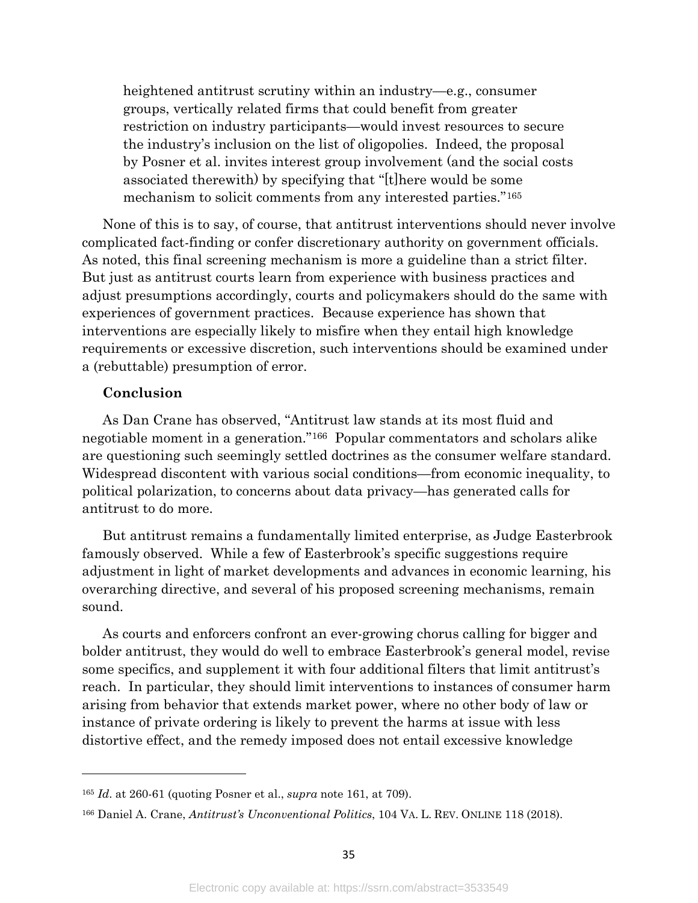> heightened antitrust scrutiny within an industry—e.g., consumer groups, vertically related firms that could benefit from greater restriction on industry participants—would invest resources to secure the industry's inclusion on the list of oligopolies. Indeed, the proposal by Posner et al. invites interest group involvement (and the social costs associated therewith) by specifying that "[t]here would be some mechanism to solicit comments from any interested parties."[165]

None of this is to say, of course, that antitrust interventions should never involve complicated fact-finding or confer discretionary authority on government officials. As noted, this final screening mechanism is more a guideline than a strict filter. But just as antitrust courts learn from experience with business practices and adjust presumptions accordingly, courts and policymakers should do the same with experiences of government practices. Because experience has shown that interventions are especially likely to misfire when they entail high knowledge requirements or excessive discretion, such interventions should be examined under a (rebuttable) presumption of error.

**Conclusion**

As Dan Crane has observed, "Antitrust law stands at its most fluid and negotiable moment in a generation."[166] Popular commentators and scholars alike are questioning such seemingly settled doctrines as the consumer welfare standard. Widespread discontent with various social conditions—from economic inequality, to political polarization, to concerns about data privacy—has generated calls for antitrust to do more.

But antitrust remains a fundamentally limited enterprise, as Judge Easterbrook famously observed. While a few of Easterbrook's specific suggestions require adjustment in light of market developments and advances in economic learning, his overarching directive, and several of his proposed screening mechanisms, remain sound.

As courts and enforcers confront an ever-growing chorus calling for bigger and bolder antitrust, they would do well to embrace Easterbrook's general model, revise some specifics, and supplement it with four additional filters that limit antitrust's reach. In particular, they should limit interventions to instances of consumer harm arising from behavior that extends market power, where no other body of law or instance of private ordering is likely to prevent the harms at issue with less distortive effect, and the remedy imposed does not entail excessive knowledge

---

[165] *Id.* at 260-61 (quoting Posner et al., *supra* note 161, at 709).

[166] Daniel A. Crane, *Antitrust's Unconventional Politics*, 104 VA. L. REV. ONLINE 118 (2018).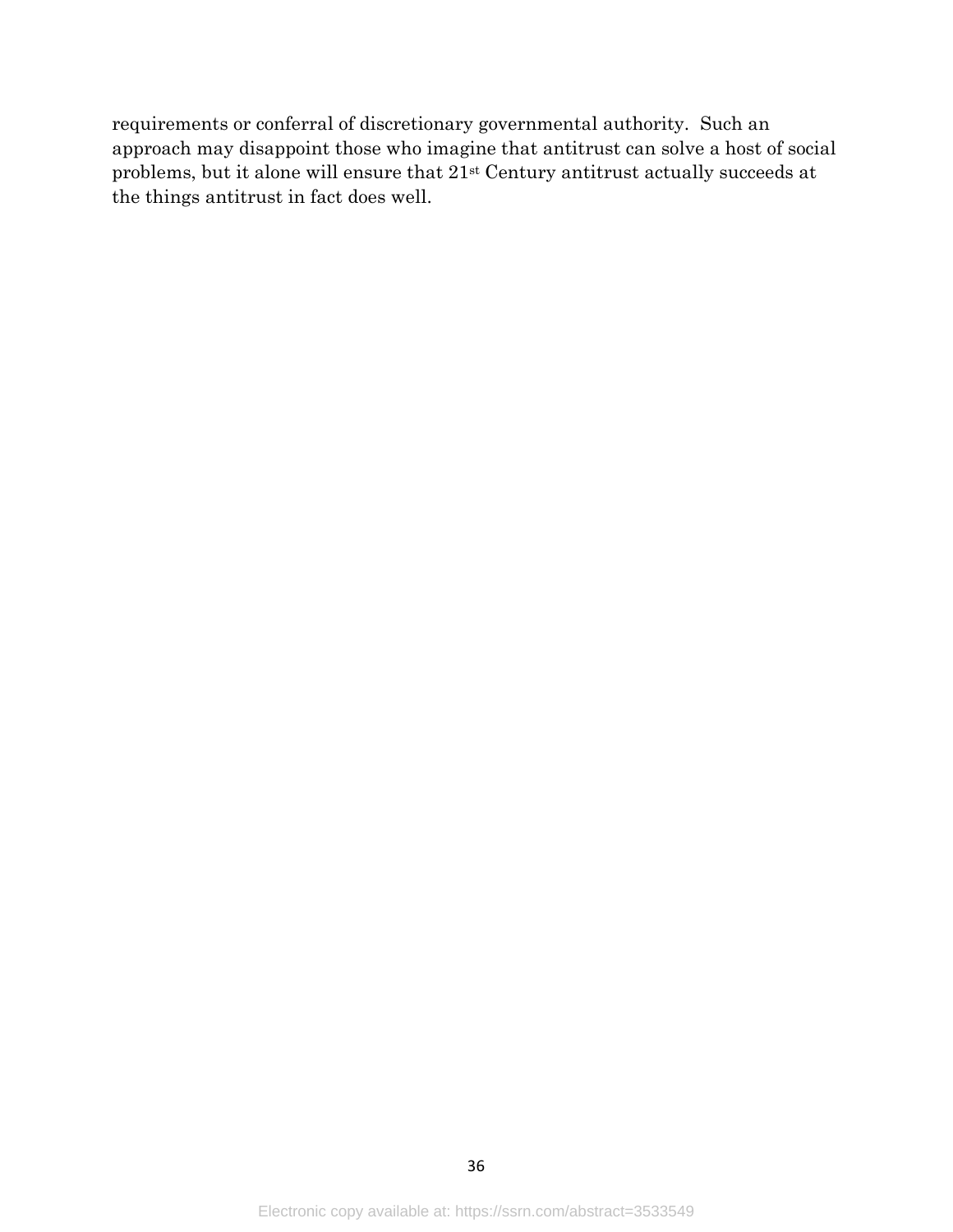requirements or conferral of discretionary governmental authority. Such an approach may disappoint those who imagine that antitrust can solve a host of social problems, but it alone will ensure that 21st Century antitrust actually succeeds at the things antitrust in fact does well.